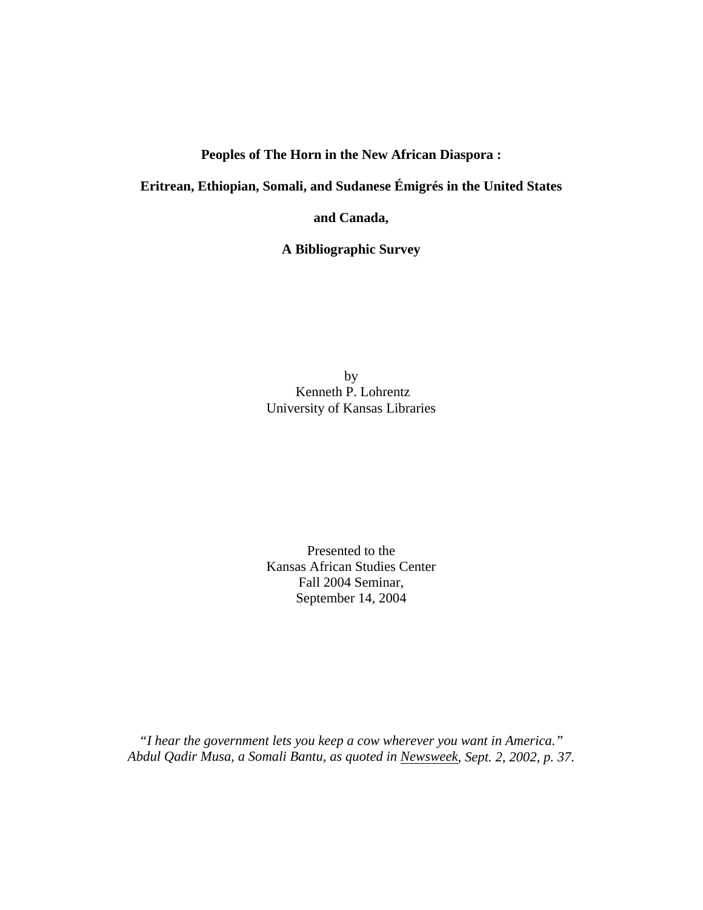# Peoples of The Horn in the New African Diaspora :

# Eritrean, Ethiopian, Somali, and Sudanese Émigrés in the United States and Canada,

# A Bibliographic Survey

by
Kenneth P. Lohrentz
University of Kansas Libraries

Presented to the
Kansas African Studies Center
Fall 2004 Seminar,
September 14, 2004

*"I hear the government lets you keep a cow wherever you want in America."*
*Abdul Qadir Musa, a Somali Bantu, as quoted in Newsweek, Sept. 2, 2002, p. 37.*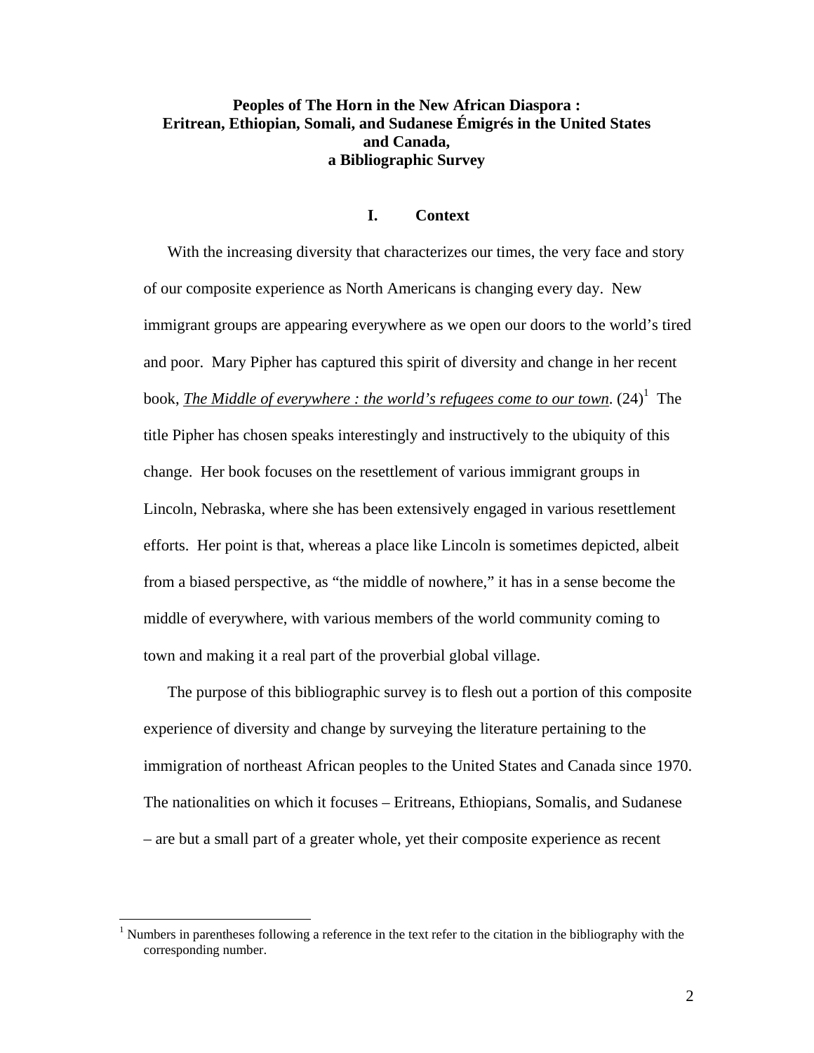# Peoples of The Horn in the New African Diaspora : Eritrean, Ethiopian, Somali, and Sudanese Émigrés in the United States and Canada, a Bibliographic Survey

## I. Context

With the increasing diversity that characterizes our times, the very face and story of our composite experience as North Americans is changing every day. New immigrant groups are appearing everywhere as we open our doors to the world's tired and poor. Mary Pipher has captured this spirit of diversity and change in her recent book, ***The Middle of everywhere : the world's refugees come to our town***. (24)[1] The title Pipher has chosen speaks interestingly and instructively to the ubiquity of this change. Her book focuses on the resettlement of various immigrant groups in Lincoln, Nebraska, where she has been extensively engaged in various resettlement efforts. Her point is that, whereas a place like Lincoln is sometimes depicted, albeit from a biased perspective, as "the middle of nowhere," it has in a sense become the middle of everywhere, with various members of the world community coming to town and making it a real part of the proverbial global village.

The purpose of this bibliographic survey is to flesh out a portion of this composite experience of diversity and change by surveying the literature pertaining to the immigration of northeast African peoples to the United States and Canada since 1970. The nationalities on which it focuses – Eritreans, Ethiopians, Somalis, and Sudanese – are but a small part of a greater whole, yet their composite experience as recent

[1] Numbers in parentheses following a reference in the text refer to the citation in the bibliography with the corresponding number.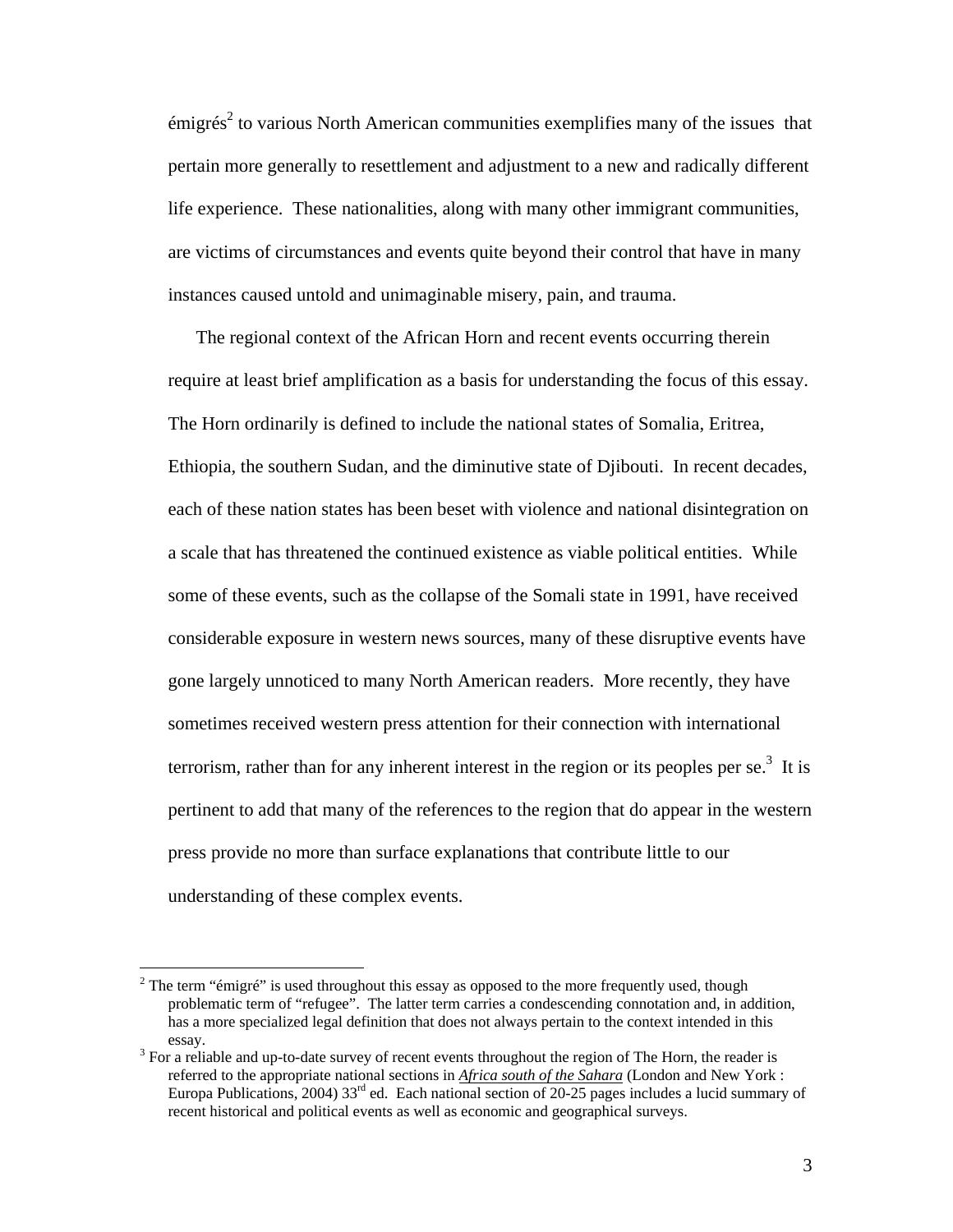émigrés[2] to various North American communities exemplifies many of the issues that pertain more generally to resettlement and adjustment to a new and radically different life experience. These nationalities, along with many other immigrant communities, are victims of circumstances and events quite beyond their control that have in many instances caused untold and unimaginable misery, pain, and trauma.

The regional context of the African Horn and recent events occurring therein require at least brief amplification as a basis for understanding the focus of this essay. The Horn ordinarily is defined to include the national states of Somalia, Eritrea, Ethiopia, the southern Sudan, and the diminutive state of Djibouti. In recent decades, each of these nation states has been beset with violence and national disintegration on a scale that has threatened the continued existence as viable political entities. While some of these events, such as the collapse of the Somali state in 1991, have received considerable exposure in western news sources, many of these disruptive events have gone largely unnoticed to many North American readers. More recently, they have sometimes received western press attention for their connection with international terrorism, rather than for any inherent interest in the region or its peoples per se.[3] It is pertinent to add that many of the references to the region that do appear in the western press provide no more than surface explanations that contribute little to our understanding of these complex events.

---

[2] The term "émigré" is used throughout this essay as opposed to the more frequently used, though problematic term of "refugee". The latter term carries a condescending connotation and, in addition, has a more specialized legal definition that does not always pertain to the context intended in this essay.

[3] For a reliable and up-to-date survey of recent events throughout the region of The Horn, the reader is referred to the appropriate national sections in *Africa south of the Sahara* (London and New York : Europa Publications, 2004) 33rd ed. Each national section of 20-25 pages includes a lucid summary of recent historical and political events as well as economic and geographical surveys.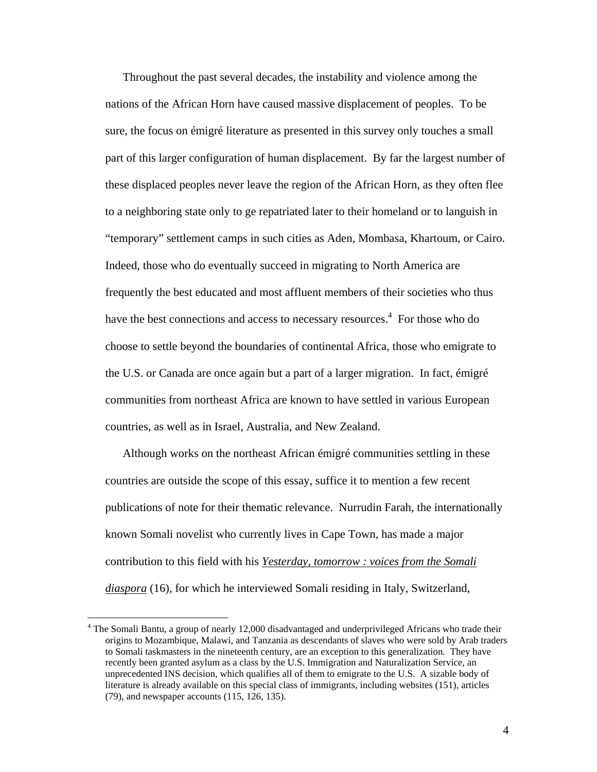Throughout the past several decades, the instability and violence among the nations of the African Horn have caused massive displacement of peoples. To be sure, the focus on émigré literature as presented in this survey only touches a small part of this larger configuration of human displacement. By far the largest number of these displaced peoples never leave the region of the African Horn, as they often flee to a neighboring state only to ge repatriated later to their homeland or to languish in "temporary" settlement camps in such cities as Aden, Mombasa, Khartoum, or Cairo. Indeed, those who do eventually succeed in migrating to North America are frequently the best educated and most affluent members of their societies who thus have the best connections and access to necessary resources.[4] For those who do choose to settle beyond the boundaries of continental Africa, those who emigrate to the U.S. or Canada are once again but a part of a larger migration. In fact, émigré communities from northeast Africa are known to have settled in various European countries, as well as in Israel, Australia, and New Zealand.

Although works on the northeast African émigré communities settling in these countries are outside the scope of this essay, suffice it to mention a few recent publications of note for their thematic relevance. Nurrudin Farah, the internationally known Somali novelist who currently lives in Cape Town, has made a major contribution to this field with his *Yesterday, tomorrow : voices from the Somali diaspora* (16), for which he interviewed Somali residing in Italy, Switzerland,

[4] The Somali Bantu, a group of nearly 12,000 disadvantaged and underprivileged Africans who trade their origins to Mozambique, Malawi, and Tanzania as descendants of slaves who were sold by Arab traders to Somali taskmasters in the nineteenth century, are an exception to this generalization. They have recently been granted asylum as a class by the U.S. Immigration and Naturalization Service, an unprecedented INS decision, which qualifies all of them to emigrate to the U.S. A sizable body of literature is already available on this special class of immigrants, including websites (151), articles (79), and newspaper accounts (115, 126, 135).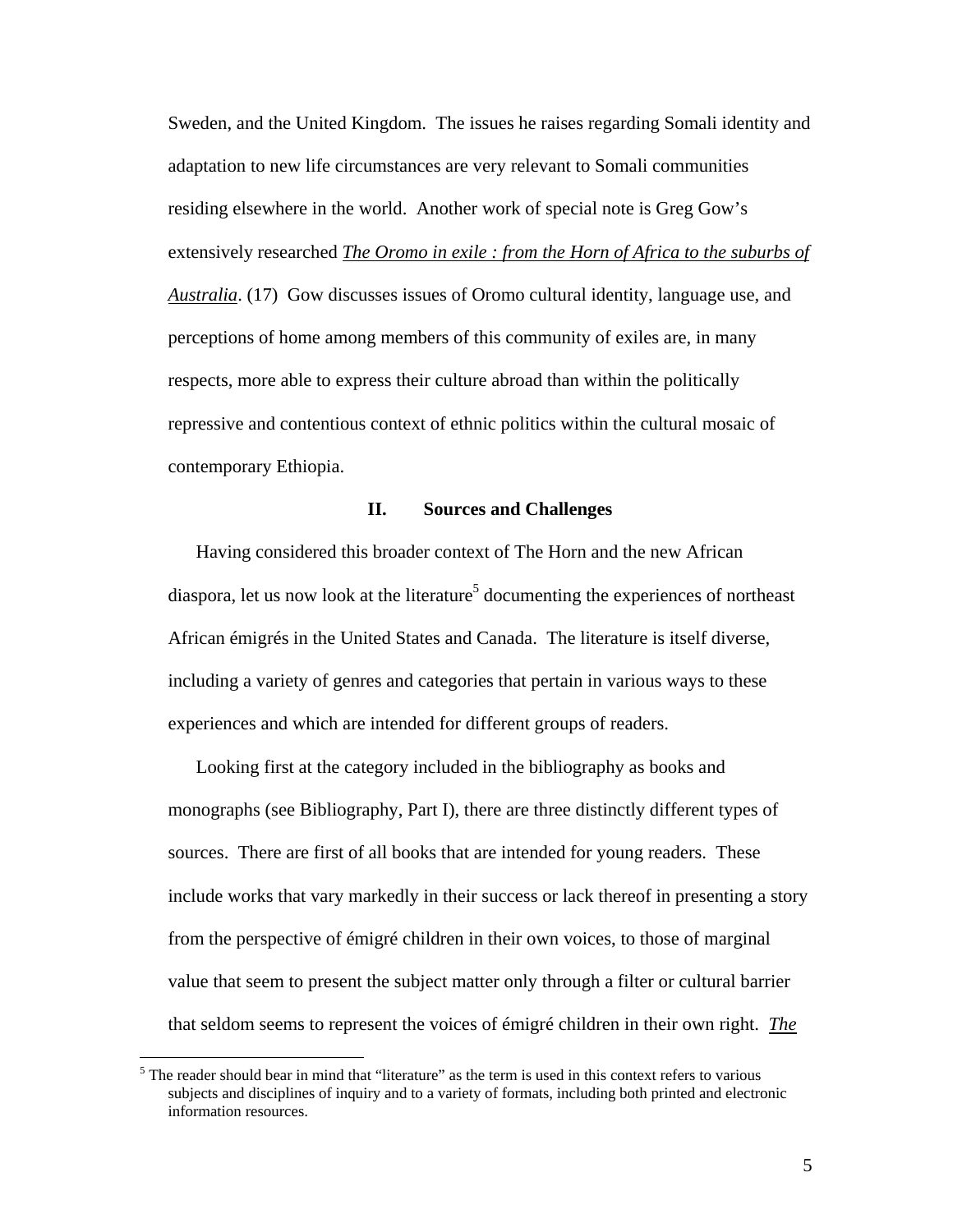Sweden, and the United Kingdom. The issues he raises regarding Somali identity and adaptation to new life circumstances are very relevant to Somali communities residing elsewhere in the world. Another work of special note is Greg Gow's extensively researched ***The Oromo in exile : from the Horn of Africa to the suburbs of Australia***. (17) Gow discusses issues of Oromo cultural identity, language use, and perceptions of home among members of this community of exiles are, in many respects, more able to express their culture abroad than within the politically repressive and contentious context of ethnic politics within the cultural mosaic of contemporary Ethiopia.

## II. Sources and Challenges

Having considered this broader context of The Horn and the new African diaspora, let us now look at the literature[5] documenting the experiences of northeast African émigrés in the United States and Canada. The literature is itself diverse, including a variety of genres and categories that pertain in various ways to these experiences and which are intended for different groups of readers.

Looking first at the category included in the bibliography as books and monographs (see Bibliography, Part I), there are three distinctly different types of sources. There are first of all books that are intended for young readers. These include works that vary markedly in their success or lack thereof in presenting a story from the perspective of émigré children in their own voices, to those of marginal value that seem to present the subject matter only through a filter or cultural barrier that seldom seems to represent the voices of émigré children in their own right. ***The***

[5] The reader should bear in mind that "literature" as the term is used in this context refers to various subjects and disciplines of inquiry and to a variety of formats, including both printed and electronic information resources.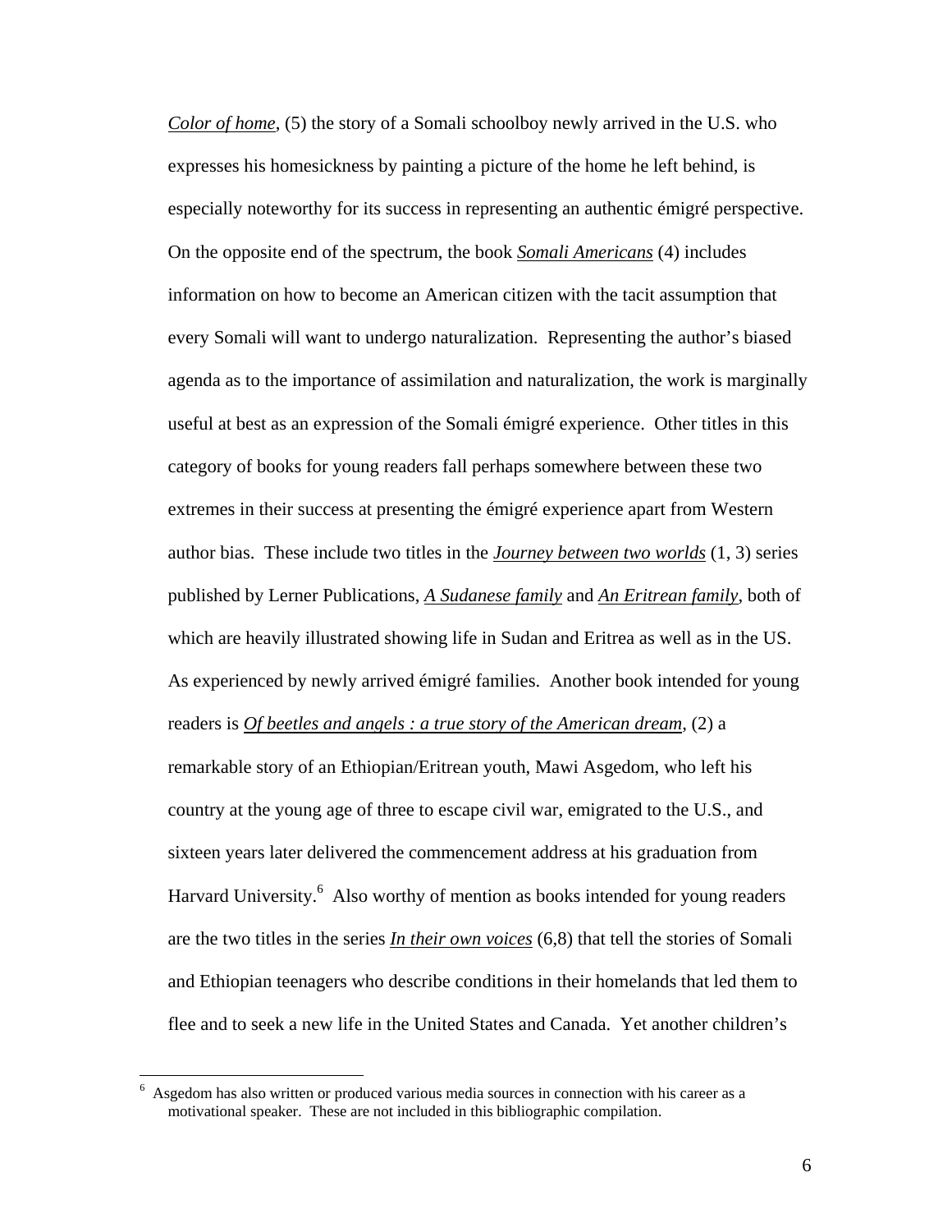*Color of home*, (5) the story of a Somali schoolboy newly arrived in the U.S. who expresses his homesickness by painting a picture of the home he left behind, is especially noteworthy for its success in representing an authentic émigré perspective. On the opposite end of the spectrum, the book *Somali Americans* (4) includes information on how to become an American citizen with the tacit assumption that every Somali will want to undergo naturalization. Representing the author's biased agenda as to the importance of assimilation and naturalization, the work is marginally useful at best as an expression of the Somali émigré experience. Other titles in this category of books for young readers fall perhaps somewhere between these two extremes in their success at presenting the émigré experience apart from Western author bias. These include two titles in the *Journey between two worlds* (1, 3) series published by Lerner Publications, *A Sudanese family* and *An Eritrean family*, both of which are heavily illustrated showing life in Sudan and Eritrea as well as in the US. As experienced by newly arrived émigré families. Another book intended for young readers is *Of beetles and angels : a true story of the American dream*, (2) a remarkable story of an Ethiopian/Eritrean youth, Mawi Asgedom, who left his country at the young age of three to escape civil war, emigrated to the U.S., and sixteen years later delivered the commencement address at his graduation from Harvard University.[6] Also worthy of mention as books intended for young readers are the two titles in the series *In their own voices* (6,8) that tell the stories of Somali and Ethiopian teenagers who describe conditions in their homelands that led them to flee and to seek a new life in the United States and Canada. Yet another children's

[6] Asgedom has also written or produced various media sources in connection with his career as a motivational speaker. These are not included in this bibliographic compilation.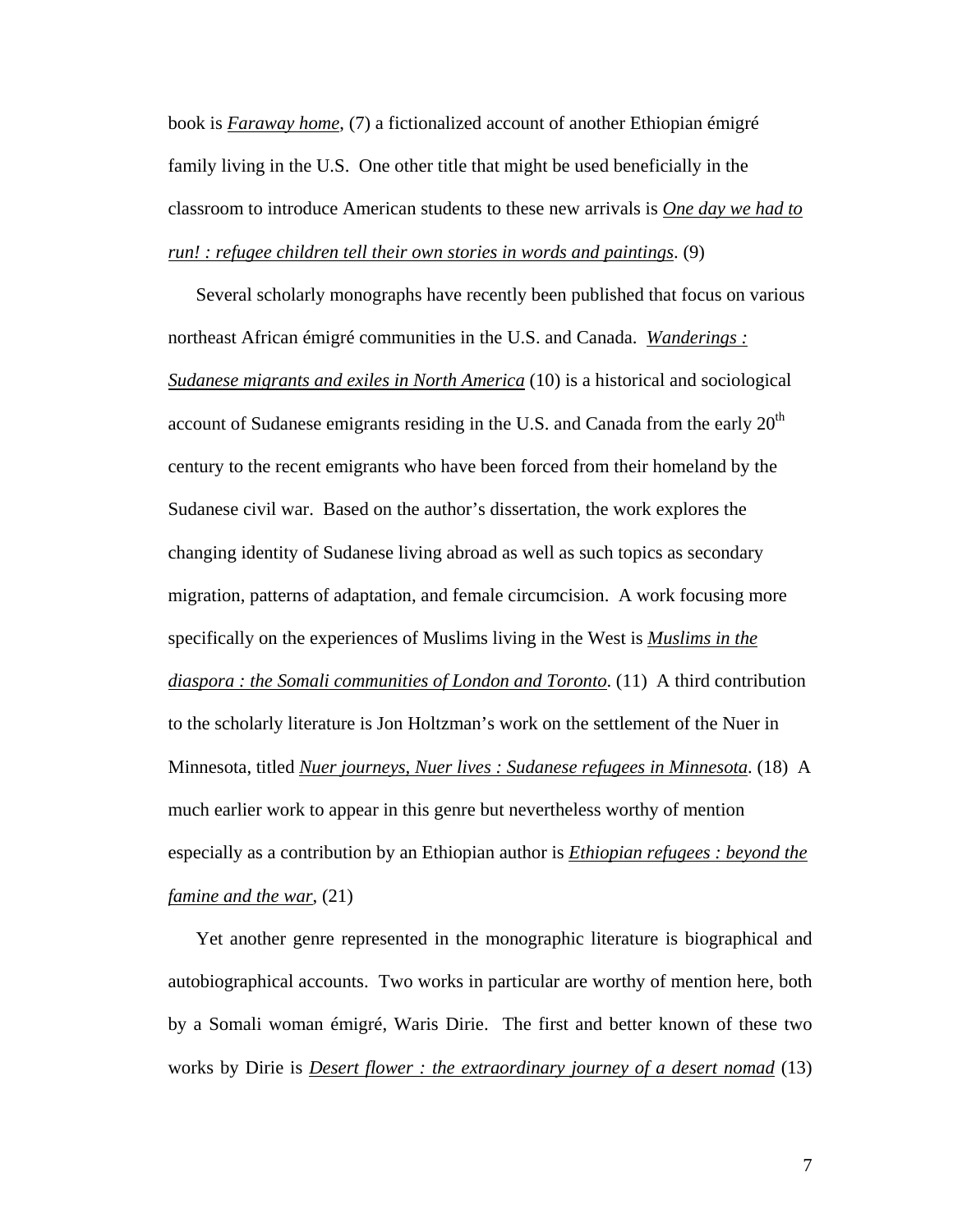book is *Faraway home*, (7) a fictionalized account of another Ethiopian émigré family living in the U.S. One other title that might be used beneficially in the classroom to introduce American students to these new arrivals is *One day we had to run! : refugee children tell their own stories in words and paintings*. (9)

Several scholarly monographs have recently been published that focus on various northeast African émigré communities in the U.S. and Canada. *Wanderings : Sudanese migrants and exiles in North America* (10) is a historical and sociological account of Sudanese emigrants residing in the U.S. and Canada from the early 20th century to the recent emigrants who have been forced from their homeland by the Sudanese civil war. Based on the author's dissertation, the work explores the changing identity of Sudanese living abroad as well as such topics as secondary migration, patterns of adaptation, and female circumcision. A work focusing more specifically on the experiences of Muslims living in the West is *Muslims in the diaspora : the Somali communities of London and Toronto*. (11) A third contribution to the scholarly literature is Jon Holtzman's work on the settlement of the Nuer in Minnesota, titled *Nuer journeys, Nuer lives : Sudanese refugees in Minnesota*. (18) A much earlier work to appear in this genre but nevertheless worthy of mention especially as a contribution by an Ethiopian author is *Ethiopian refugees : beyond the famine and the war*, (21)

Yet another genre represented in the monographic literature is biographical and autobiographical accounts. Two works in particular are worthy of mention here, both by a Somali woman émigré, Waris Dirie. The first and better known of these two works by Dirie is *Desert flower : the extraordinary journey of a desert nomad* (13)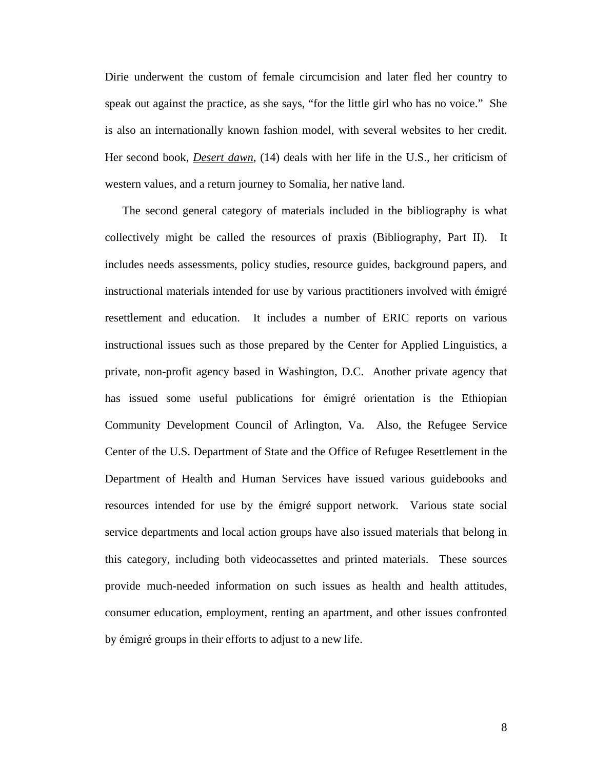Dirie underwent the custom of female circumcision and later fled her country to speak out against the practice, as she says, “for the little girl who has no voice.” She is also an internationally known fashion model, with several websites to her credit. Her second book, ***Desert dawn***, (14) deals with her life in the U.S., her criticism of western values, and a return journey to Somalia, her native land.

The second general category of materials included in the bibliography is what collectively might be called the resources of praxis (Bibliography, Part II). It includes needs assessments, policy studies, resource guides, background papers, and instructional materials intended for use by various practitioners involved with émigré resettlement and education. It includes a number of ERIC reports on various instructional issues such as those prepared by the Center for Applied Linguistics, a private, non-profit agency based in Washington, D.C. Another private agency that has issued some useful publications for émigré orientation is the Ethiopian Community Development Council of Arlington, Va. Also, the Refugee Service Center of the U.S. Department of State and the Office of Refugee Resettlement in the Department of Health and Human Services have issued various guidebooks and resources intended for use by the émigré support network. Various state social service departments and local action groups have also issued materials that belong in this category, including both videocassettes and printed materials. These sources provide much-needed information on such issues as health and health attitudes, consumer education, employment, renting an apartment, and other issues confronted by émigré groups in their efforts to adjust to a new life.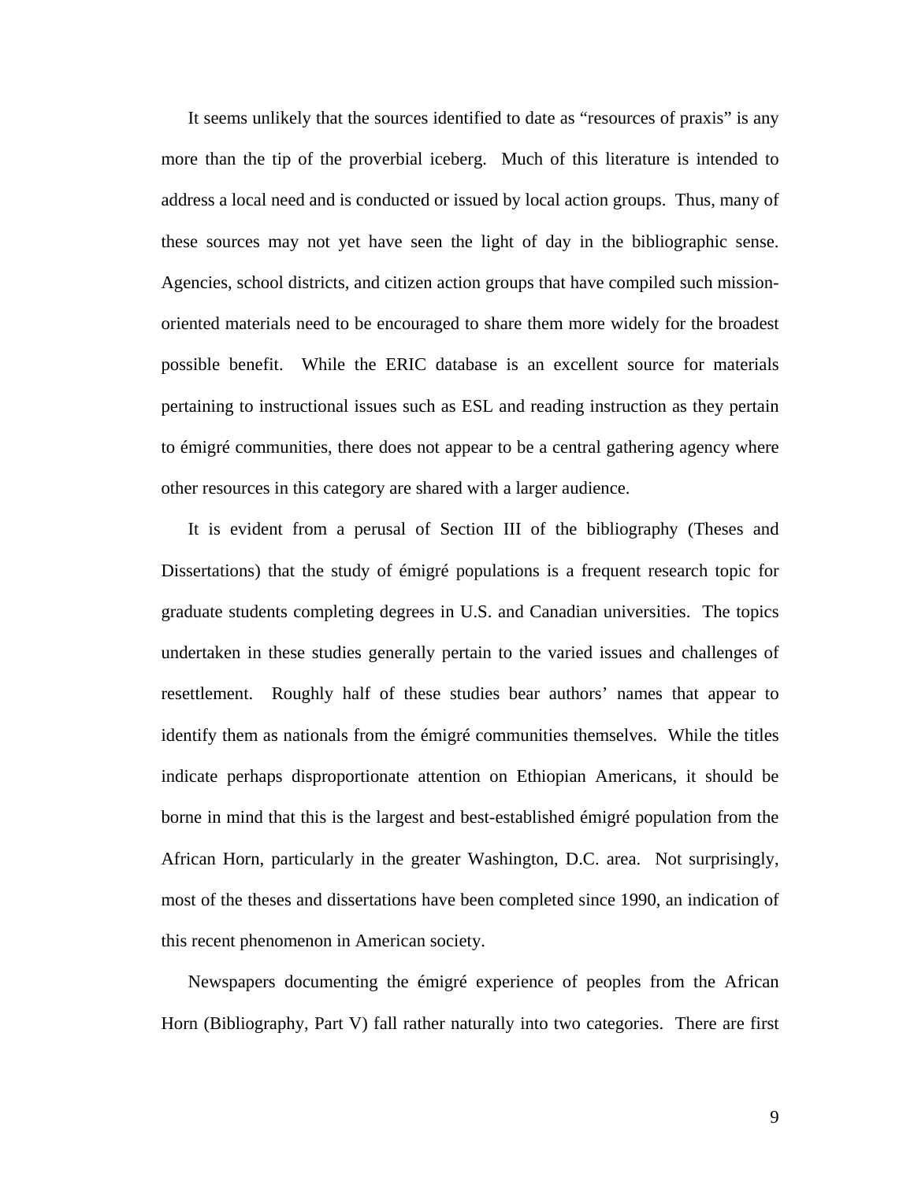It seems unlikely that the sources identified to date as "resources of praxis" is any more than the tip of the proverbial iceberg. Much of this literature is intended to address a local need and is conducted or issued by local action groups. Thus, many of these sources may not yet have seen the light of day in the bibliographic sense. Agencies, school districts, and citizen action groups that have compiled such mission-oriented materials need to be encouraged to share them more widely for the broadest possible benefit. While the ERIC database is an excellent source for materials pertaining to instructional issues such as ESL and reading instruction as they pertain to émigré communities, there does not appear to be a central gathering agency where other resources in this category are shared with a larger audience.

It is evident from a perusal of Section III of the bibliography (Theses and Dissertations) that the study of émigré populations is a frequent research topic for graduate students completing degrees in U.S. and Canadian universities. The topics undertaken in these studies generally pertain to the varied issues and challenges of resettlement. Roughly half of these studies bear authors' names that appear to identify them as nationals from the émigré communities themselves. While the titles indicate perhaps disproportionate attention on Ethiopian Americans, it should be borne in mind that this is the largest and best-established émigré population from the African Horn, particularly in the greater Washington, D.C. area. Not surprisingly, most of the theses and dissertations have been completed since 1990, an indication of this recent phenomenon in American society.

Newspapers documenting the émigré experience of peoples from the African Horn (Bibliography, Part V) fall rather naturally into two categories. There are first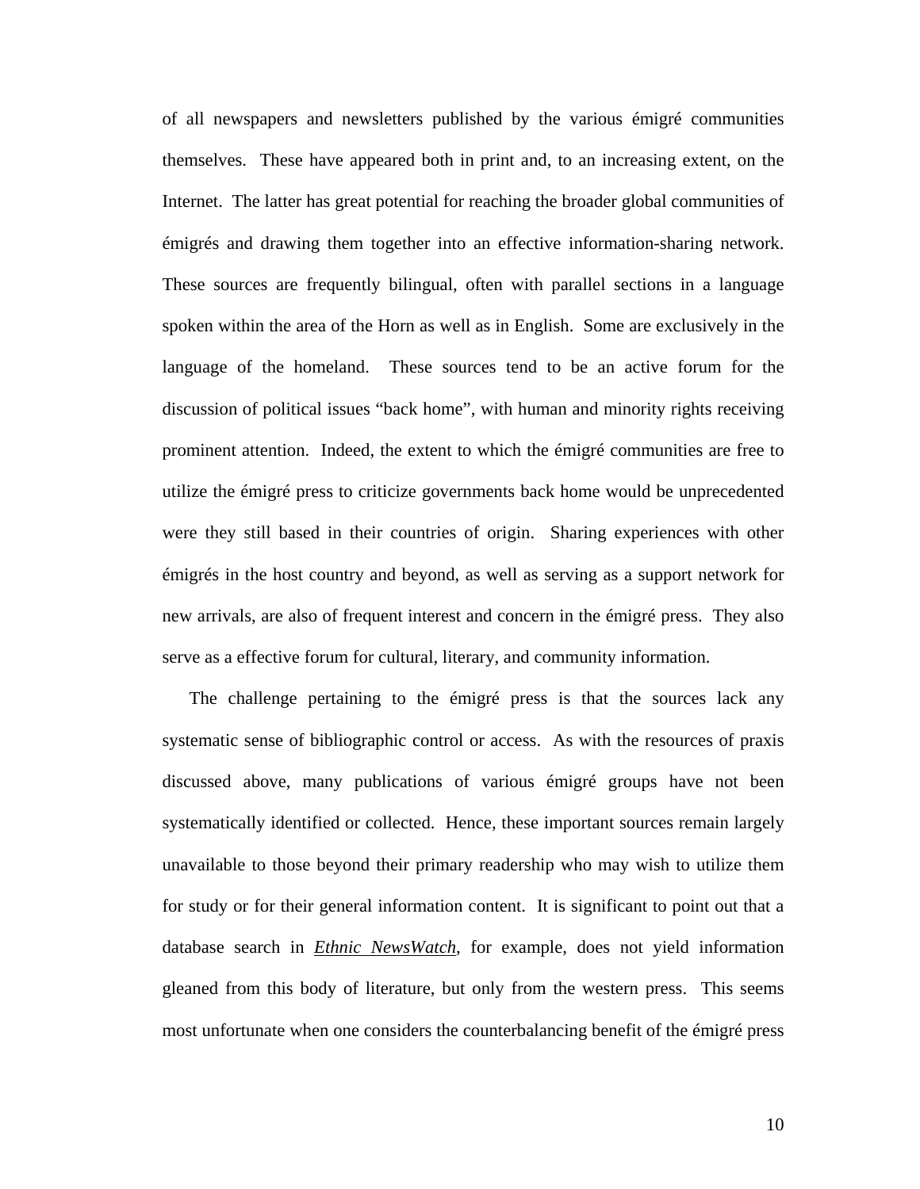of all newspapers and newsletters published by the various émigré communities themselves. These have appeared both in print and, to an increasing extent, on the Internet. The latter has great potential for reaching the broader global communities of émigrés and drawing them together into an effective information-sharing network. These sources are frequently bilingual, often with parallel sections in a language spoken within the area of the Horn as well as in English. Some are exclusively in the language of the homeland. These sources tend to be an active forum for the discussion of political issues "back home", with human and minority rights receiving prominent attention. Indeed, the extent to which the émigré communities are free to utilize the émigré press to criticize governments back home would be unprecedented were they still based in their countries of origin. Sharing experiences with other émigrés in the host country and beyond, as well as serving as a support network for new arrivals, are also of frequent interest and concern in the émigré press. They also serve as a effective forum for cultural, literary, and community information.

The challenge pertaining to the émigré press is that the sources lack any systematic sense of bibliographic control or access. As with the resources of praxis discussed above, many publications of various émigré groups have not been systematically identified or collected. Hence, these important sources remain largely unavailable to those beyond their primary readership who may wish to utilize them for study or for their general information content. It is significant to point out that a database search in ***Ethnic NewsWatch***, for example, does not yield information gleaned from this body of literature, but only from the western press. This seems most unfortunate when one considers the counterbalancing benefit of the émigré press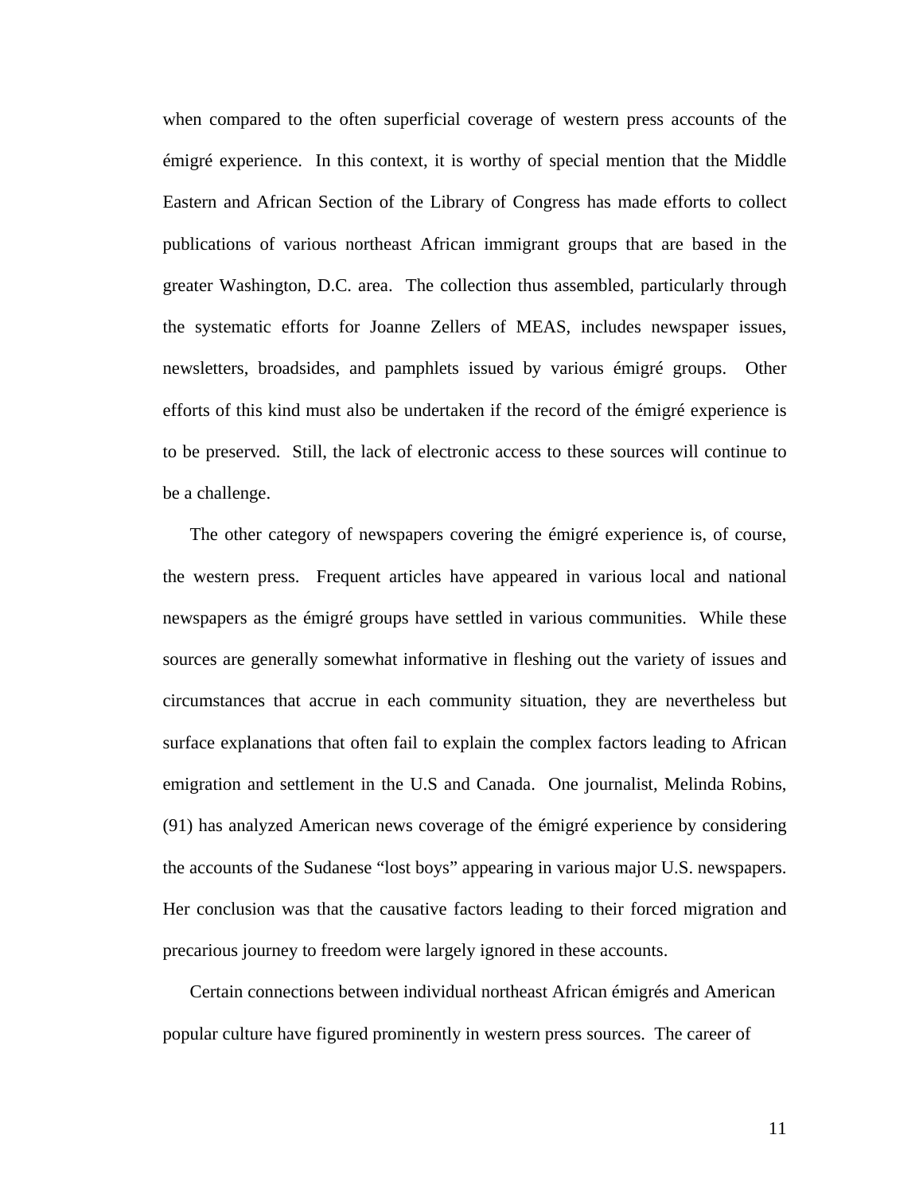when compared to the often superficial coverage of western press accounts of the émigré experience. In this context, it is worthy of special mention that the Middle Eastern and African Section of the Library of Congress has made efforts to collect publications of various northeast African immigrant groups that are based in the greater Washington, D.C. area. The collection thus assembled, particularly through the systematic efforts for Joanne Zellers of MEAS, includes newspaper issues, newsletters, broadsides, and pamphlets issued by various émigré groups. Other efforts of this kind must also be undertaken if the record of the émigré experience is to be preserved. Still, the lack of electronic access to these sources will continue to be a challenge.

The other category of newspapers covering the émigré experience is, of course, the western press. Frequent articles have appeared in various local and national newspapers as the émigré groups have settled in various communities. While these sources are generally somewhat informative in fleshing out the variety of issues and circumstances that accrue in each community situation, they are nevertheless but surface explanations that often fail to explain the complex factors leading to African emigration and settlement in the U.S and Canada. One journalist, Melinda Robins, (91) has analyzed American news coverage of the émigré experience by considering the accounts of the Sudanese "lost boys" appearing in various major U.S. newspapers. Her conclusion was that the causative factors leading to their forced migration and precarious journey to freedom were largely ignored in these accounts.

Certain connections between individual northeast African émigrés and American popular culture have figured prominently in western press sources. The career of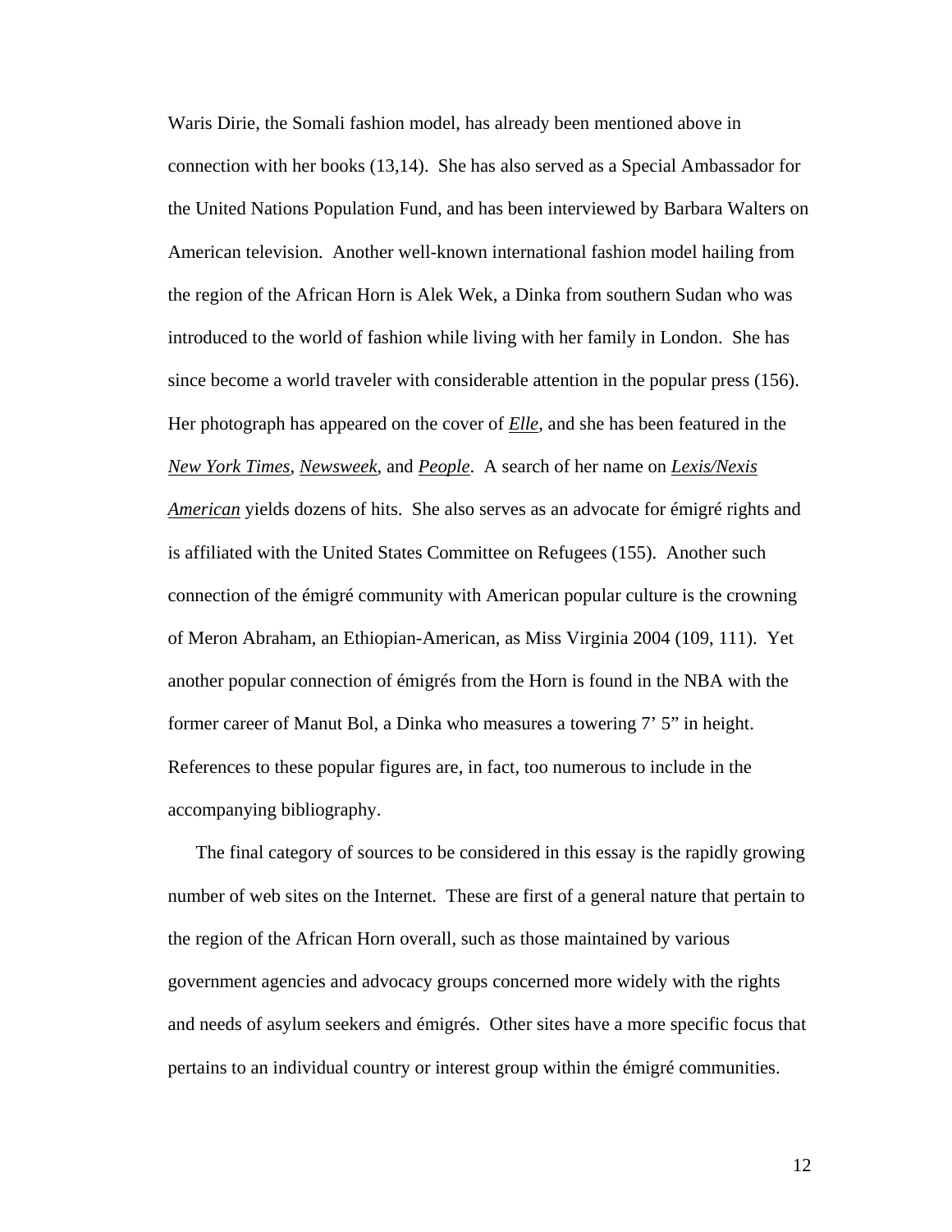Waris Dirie, the Somali fashion model, has already been mentioned above in connection with her books (13,14). She has also served as a Special Ambassador for the United Nations Population Fund, and has been interviewed by Barbara Walters on American television. Another well-known international fashion model hailing from the region of the African Horn is Alek Wek, a Dinka from southern Sudan who was introduced to the world of fashion while living with her family in London. She has since become a world traveler with considerable attention in the popular press (156). Her photograph has appeared on the cover of _Elle_, and she has been featured in the _New York Times_, _Newsweek_, and _People_. A search of her name on _Lexis/Nexis American_ yields dozens of hits. She also serves as an advocate for émigré rights and is affiliated with the United States Committee on Refugees (155). Another such connection of the émigré community with American popular culture is the crowning of Meron Abraham, an Ethiopian-American, as Miss Virginia 2004 (109, 111). Yet another popular connection of émigrés from the Horn is found in the NBA with the former career of Manut Bol, a Dinka who measures a towering 7’ 5” in height. References to these popular figures are, in fact, too numerous to include in the accompanying bibliography.

The final category of sources to be considered in this essay is the rapidly growing number of web sites on the Internet. These are first of a general nature that pertain to the region of the African Horn overall, such as those maintained by various government agencies and advocacy groups concerned more widely with the rights and needs of asylum seekers and émigrés. Other sites have a more specific focus that pertains to an individual country or interest group within the émigré communities.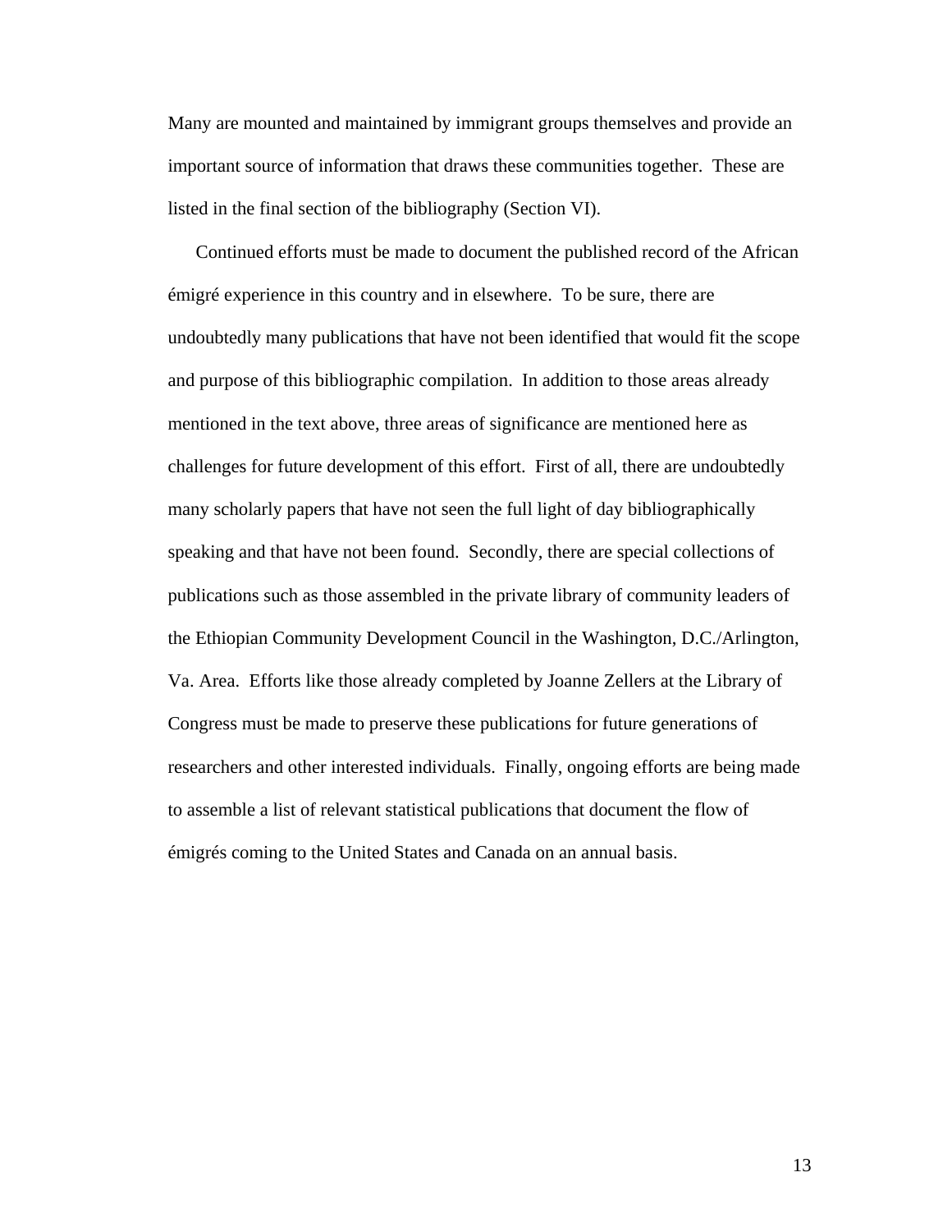Many are mounted and maintained by immigrant groups themselves and provide an important source of information that draws these communities together. These are listed in the final section of the bibliography (Section VI).

Continued efforts must be made to document the published record of the African émigré experience in this country and in elsewhere. To be sure, there are undoubtedly many publications that have not been identified that would fit the scope and purpose of this bibliographic compilation. In addition to those areas already mentioned in the text above, three areas of significance are mentioned here as challenges for future development of this effort. First of all, there are undoubtedly many scholarly papers that have not seen the full light of day bibliographically speaking and that have not been found. Secondly, there are special collections of publications such as those assembled in the private library of community leaders of the Ethiopian Community Development Council in the Washington, D.C./Arlington, Va. Area. Efforts like those already completed by Joanne Zellers at the Library of Congress must be made to preserve these publications for future generations of researchers and other interested individuals. Finally, ongoing efforts are being made to assemble a list of relevant statistical publications that document the flow of émigrés coming to the United States and Canada on an annual basis.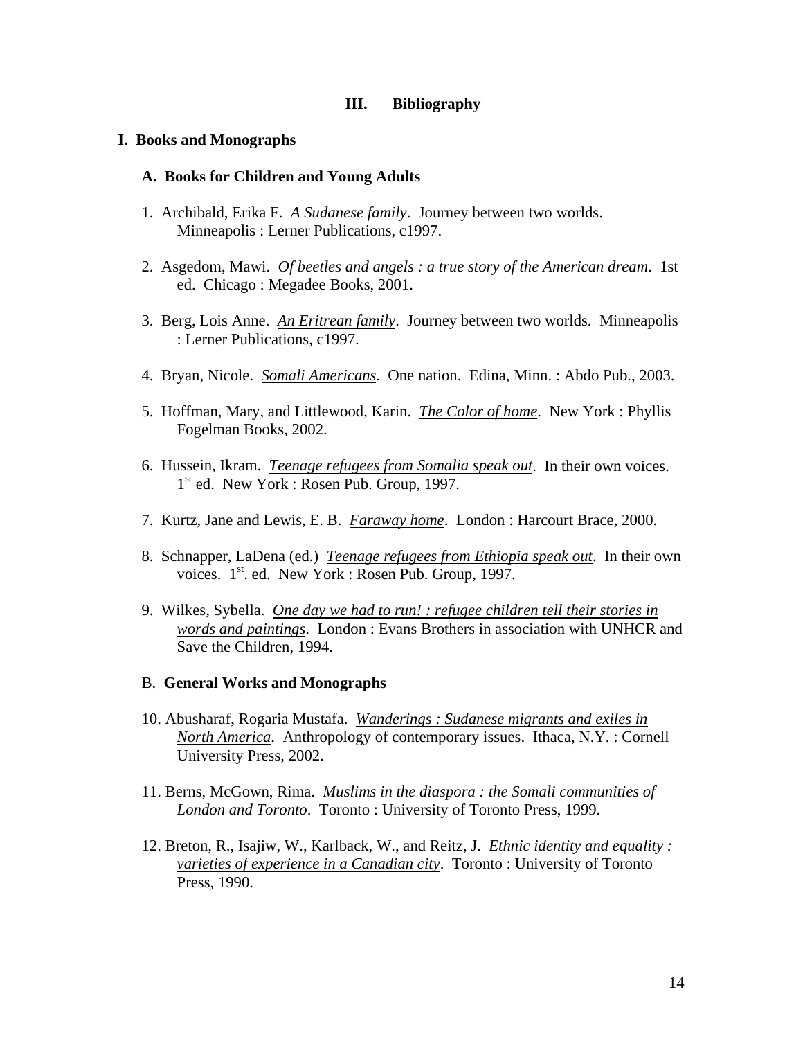# III. Bibliography

## I. Books and Monographs

### A. Books for Children and Young Adults

1. Archibald, Erika F. *A Sudanese family*. Journey between two worlds. Minneapolis : Lerner Publications, c1997.

2. Asgedom, Mawi. *Of beetles and angels : a true story of the American dream*. 1st ed. Chicago : Megadee Books, 2001.

3. Berg, Lois Anne. *An Eritrean family*. Journey between two worlds. Minneapolis : Lerner Publications, c1997.

4. Bryan, Nicole. *Somali Americans*. One nation. Edina, Minn. : Abdo Pub., 2003.

5. Hoffman, Mary, and Littlewood, Karin. *The Color of home*. New York : Phyllis Fogelman Books, 2002.

6. Hussein, Ikram. *Teenage refugees from Somalia speak out*. In their own voices. 1st ed. New York : Rosen Pub. Group, 1997.

7. Kurtz, Jane and Lewis, E. B. *Faraway home*. London : Harcourt Brace, 2000.

8. Schnapper, LaDena (ed.) *Teenage refugees from Ethiopia speak out*. In their own voices. 1st. ed. New York : Rosen Pub. Group, 1997.

9. Wilkes, Sybella. *One day we had to run! : refugee children tell their stories in words and paintings*. London : Evans Brothers in association with UNHCR and Save the Children, 1994.

### B. General Works and Monographs

10. Abusharaf, Rogaria Mustafa. *Wanderings : Sudanese migrants and exiles in North America*. Anthropology of contemporary issues. Ithaca, N.Y. : Cornell University Press, 2002.

11. Berns, McGown, Rima. *Muslims in the diaspora : the Somali communities of London and Toronto*. Toronto : University of Toronto Press, 1999.

12. Breton, R., Isajiw, W., Karlback, W., and Reitz, J. *Ethnic identity and equality : varieties of experience in a Canadian city*. Toronto : University of Toronto Press, 1990.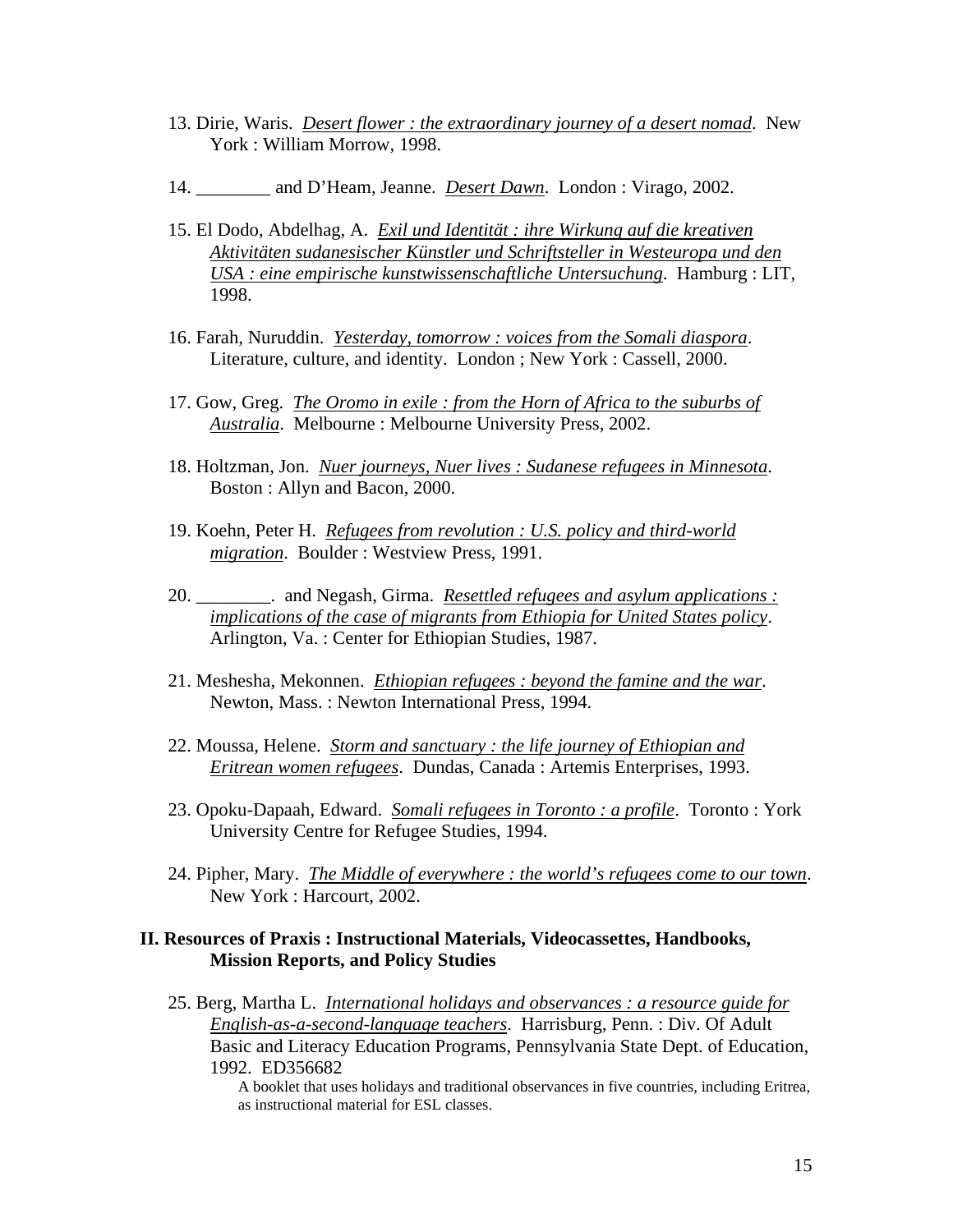13. Dirie, Waris. *Desert flower : the extraordinary journey of a desert nomad*. New York : William Morrow, 1998.

14. ________ and D'Heam, Jeanne. *Desert Dawn*. London : Virago, 2002.

15. El Dodo, Abdelhag, A. *Exil und Identität : ihre Wirkung auf die kreativen Aktivitäten sudanesischer Künstler und Schriftsteller in Westeuropa und den USA : eine empirische kunstwissenschaftliche Untersuchung*. Hamburg : LIT, 1998.

16. Farah, Nuruddin. *Yesterday, tomorrow : voices from the Somali diaspora*. Literature, culture, and identity. London ; New York : Cassell, 2000.

17. Gow, Greg. *The Oromo in exile : from the Horn of Africa to the suburbs of Australia*. Melbourne : Melbourne University Press, 2002.

18. Holtzman, Jon. *Nuer journeys, Nuer lives : Sudanese refugees in Minnesota*. Boston : Allyn and Bacon, 2000.

19. Koehn, Peter H. *Refugees from revolution : U.S. policy and third-world migration*. Boulder : Westview Press, 1991.

20. ________. and Negash, Girma. *Resettled refugees and asylum applications : implications of the case of migrants from Ethiopia for United States policy*. Arlington, Va. : Center for Ethiopian Studies, 1987.

21. Meshesha, Mekonnen. *Ethiopian refugees : beyond the famine and the war*. Newton, Mass. : Newton International Press, 1994.

22. Moussa, Helene. *Storm and sanctuary : the life journey of Ethiopian and Eritrean women refugees*. Dundas, Canada : Artemis Enterprises, 1993.

23. Opoku-Dapaah, Edward. *Somali refugees in Toronto : a profile*. Toronto : York University Centre for Refugee Studies, 1994.

24. Pipher, Mary. *The Middle of everywhere : the world's refugees come to our town*. New York : Harcourt, 2002.

## II. Resources of Praxis : Instructional Materials, Videocassettes, Handbooks, Mission Reports, and Policy Studies

25. Berg, Martha L. *International holidays and observances : a resource guide for English-as-a-second-language teachers*. Harrisburg, Penn. : Div. Of Adult Basic and Literacy Education Programs, Pennsylvania State Dept. of Education, 1992. ED356682

    A booklet that uses holidays and traditional observances in five countries, including Eritrea, as instructional material for ESL classes.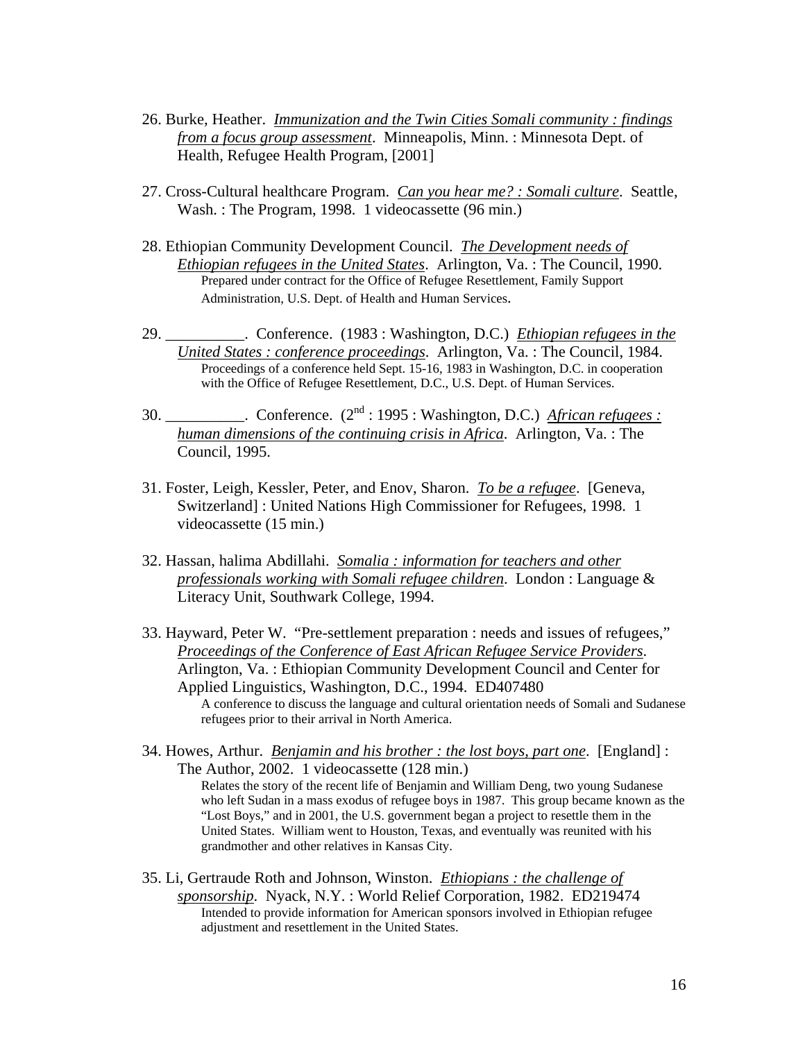26. Burke, Heather. _Immunization and the Twin Cities Somali community : findings from a focus group assessment_. Minneapolis, Minn. : Minnesota Dept. of Health, Refugee Health Program, [2001]

27. Cross-Cultural healthcare Program. _Can you hear me? : Somali culture_. Seattle, Wash. : The Program, 1998. 1 videocassette (96 min.)

28. Ethiopian Community Development Council. _The Development needs of Ethiopian refugees in the United States_. Arlington, Va. : The Council, 1990.
    Prepared under contract for the Office of Refugee Resettlement, Family Support Administration, U.S. Dept. of Health and Human Services.

29. __________. Conference. (1983 : Washington, D.C.) _Ethiopian refugees in the United States : conference proceedings_. Arlington, Va. : The Council, 1984.
    Proceedings of a conference held Sept. 15-16, 1983 in Washington, D.C. in cooperation with the Office of Refugee Resettlement, D.C., U.S. Dept. of Human Services.

30. __________. Conference. (2nd : 1995 : Washington, D.C.) _African refugees : human dimensions of the continuing crisis in Africa_. Arlington, Va. : The Council, 1995.

31. Foster, Leigh, Kessler, Peter, and Enov, Sharon. _To be a refugee_. [Geneva, Switzerland] : United Nations High Commissioner for Refugees, 1998. 1 videocassette (15 min.)

32. Hassan, halima Abdillahi. _Somalia : information for teachers and other professionals working with Somali refugee children_. London : Language & Literacy Unit, Southwark College, 1994.

33. Hayward, Peter W. "Pre-settlement preparation : needs and issues of refugees," _Proceedings of the Conference of East African Refugee Service Providers_. Arlington, Va. : Ethiopian Community Development Council and Center for Applied Linguistics, Washington, D.C., 1994. ED407480
    A conference to discuss the language and cultural orientation needs of Somali and Sudanese refugees prior to their arrival in North America.

34. Howes, Arthur. _Benjamin and his brother : the lost boys, part one_. [England] : The Author, 2002. 1 videocassette (128 min.)
    Relates the story of the recent life of Benjamin and William Deng, two young Sudanese who left Sudan in a mass exodus of refugee boys in 1987. This group became known as the "Lost Boys," and in 2001, the U.S. government began a project to resettle them in the United States. William went to Houston, Texas, and eventually was reunited with his grandmother and other relatives in Kansas City.

35. Li, Gertraude Roth and Johnson, Winston. _Ethiopians : the challenge of sponsorship_. Nyack, N.Y. : World Relief Corporation, 1982. ED219474
    Intended to provide information for American sponsors involved in Ethiopian refugee adjustment and resettlement in the United States.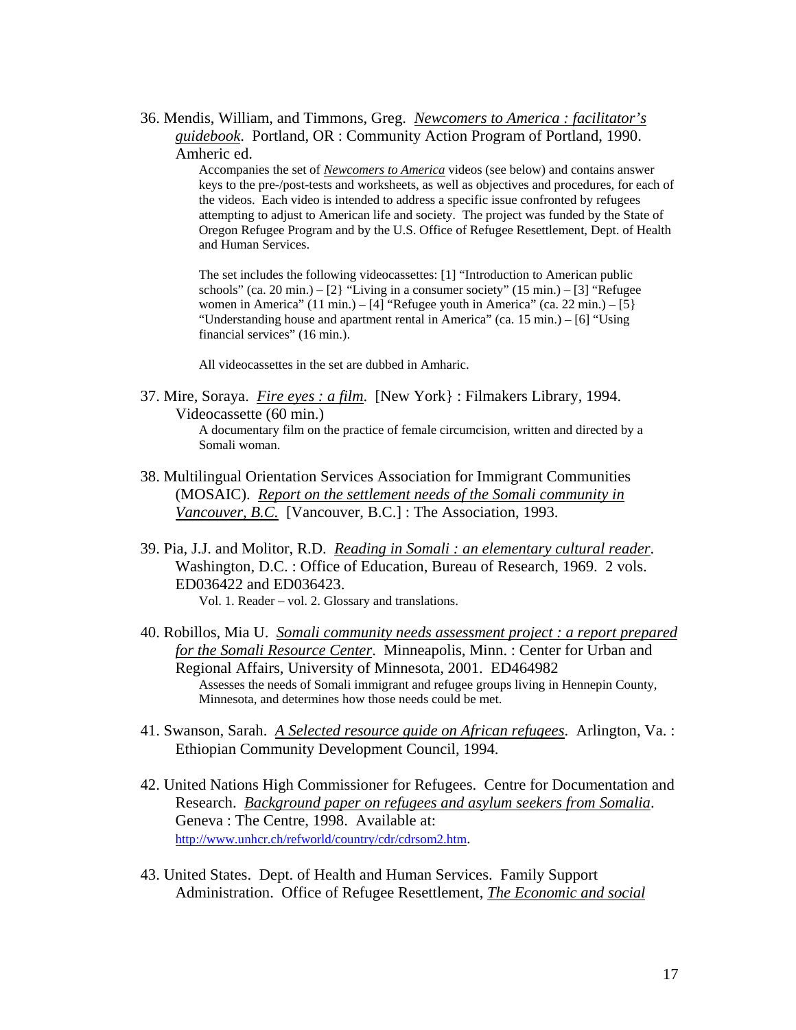36. Mendis, William, and Timmons, Greg. *Newcomers to America : facilitator's guidebook*. Portland, OR : Community Action Program of Portland, 1990. Amheric ed.

    Accompanies the set of *Newcomers to America* videos (see below) and contains answer keys to the pre-/post-tests and worksheets, as well as objectives and procedures, for each of the videos. Each video is intended to address a specific issue confronted by refugees attempting to adjust to American life and society. The project was funded by the State of Oregon Refugee Program and by the U.S. Office of Refugee Resettlement, Dept. of Health and Human Services.

    The set includes the following videocassettes: [1] "Introduction to American public schools" (ca. 20 min.) – [2} "Living in a consumer society" (15 min.) – [3] "Refugee women in America" (11 min.) – [4] "Refugee youth in America" (ca. 22 min.) – [5} "Understanding house and apartment rental in America" (ca. 15 min.) – [6] "Using financial services" (16 min.).

    All videocassettes in the set are dubbed in Amharic.

37. Mire, Soraya. *Fire eyes : a film*. [New York} : Filmakers Library, 1994. Videocassette (60 min.)

    A documentary film on the practice of female circumcision, written and directed by a Somali woman.

38. Multilingual Orientation Services Association for Immigrant Communities (MOSAIC). *Report on the settlement needs of the Somali community in Vancouver, B.C.* [Vancouver, B.C.] : The Association, 1993.

39. Pia, J.J. and Molitor, R.D. *Reading in Somali : an elementary cultural reader*. Washington, D.C. : Office of Education, Bureau of Research, 1969. 2 vols. ED036422 and ED036423.

    Vol. 1. Reader – vol. 2. Glossary and translations.

40. Robillos, Mia U. *Somali community needs assessment project : a report prepared for the Somali Resource Center*. Minneapolis, Minn. : Center for Urban and Regional Affairs, University of Minnesota, 2001. ED464982

    Assesses the needs of Somali immigrant and refugee groups living in Hennepin County, Minnesota, and determines how those needs could be met.

41. Swanson, Sarah. *A Selected resource guide on African refugees*. Arlington, Va. : Ethiopian Community Development Council, 1994.

42. United Nations High Commissioner for Refugees. Centre for Documentation and Research. *Background paper on refugees and asylum seekers from Somalia*. Geneva : The Centre, 1998. Available at: http://www.unhcr.ch/refworld/country/cdr/cdrsom2.htm.

43. United States. Dept. of Health and Human Services. Family Support Administration. Office of Refugee Resettlement, *The Economic and social*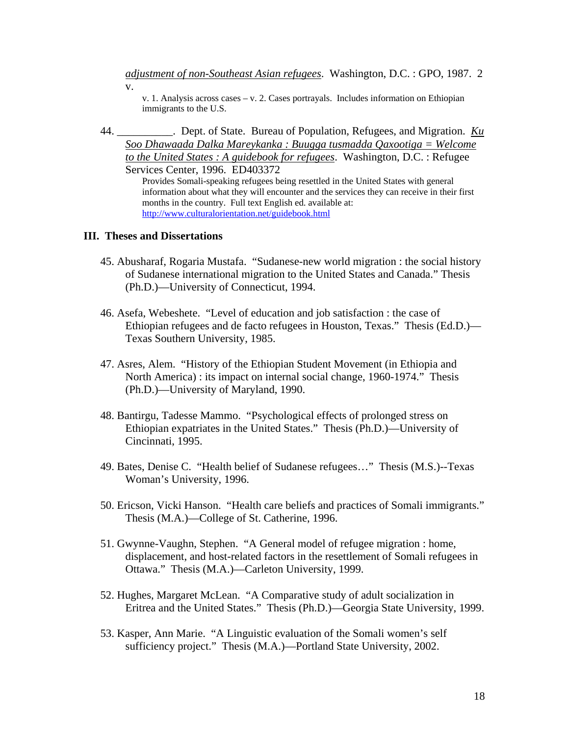<u>adjustment of non-Southeast Asian refugees</u>. Washington, D.C. : GPO, 1987. 2 v.

v. 1. Analysis across cases – v. 2. Cases portrayals. Includes information on Ethiopian immigrants to the U.S.

44. __________. Dept. of State. Bureau of Population, Refugees, and Migration. <u>Ku Soo Dhawaada Dalka Mareykanka : Buugga tusmadda Qaxootiga = Welcome to the United States : A guidebook for refugees</u>. Washington, D.C. : Refugee Services Center, 1996. ED403372

    Provides Somali-speaking refugees being resettled in the United States with general information about what they will encounter and the services they can receive in their first months in the country. Full text English ed. available at: http://www.culturalorientation.net/guidebook.html

## III. Theses and Dissertations

45. Abusharaf, Rogaria Mustafa. "Sudanese-new world migration : the social history of Sudanese international migration to the United States and Canada." Thesis (Ph.D.)—University of Connecticut, 1994.

46. Asefa, Webeshete. "Level of education and job satisfaction : the case of Ethiopian refugees and de facto refugees in Houston, Texas." Thesis (Ed.D.)—Texas Southern University, 1985.

47. Asres, Alem. "History of the Ethiopian Student Movement (in Ethiopia and North America) : its impact on internal social change, 1960-1974." Thesis (Ph.D.)—University of Maryland, 1990.

48. Bantirgu, Tadesse Mammo. "Psychological effects of prolonged stress on Ethiopian expatriates in the United States." Thesis (Ph.D.)—University of Cincinnati, 1995.

49. Bates, Denise C. "Health belief of Sudanese refugees…" Thesis (M.S.)--Texas Woman's University, 1996.

50. Ericson, Vicki Hanson. "Health care beliefs and practices of Somali immigrants." Thesis (M.A.)—College of St. Catherine, 1996.

51. Gwynne-Vaughn, Stephen. "A General model of refugee migration : home, displacement, and host-related factors in the resettlement of Somali refugees in Ottawa." Thesis (M.A.)—Carleton University, 1999.

52. Hughes, Margaret McLean. "A Comparative study of adult socialization in Eritrea and the United States." Thesis (Ph.D.)—Georgia State University, 1999.

53. Kasper, Ann Marie. "A Linguistic evaluation of the Somali women's self sufficiency project." Thesis (M.A.)—Portland State University, 2002.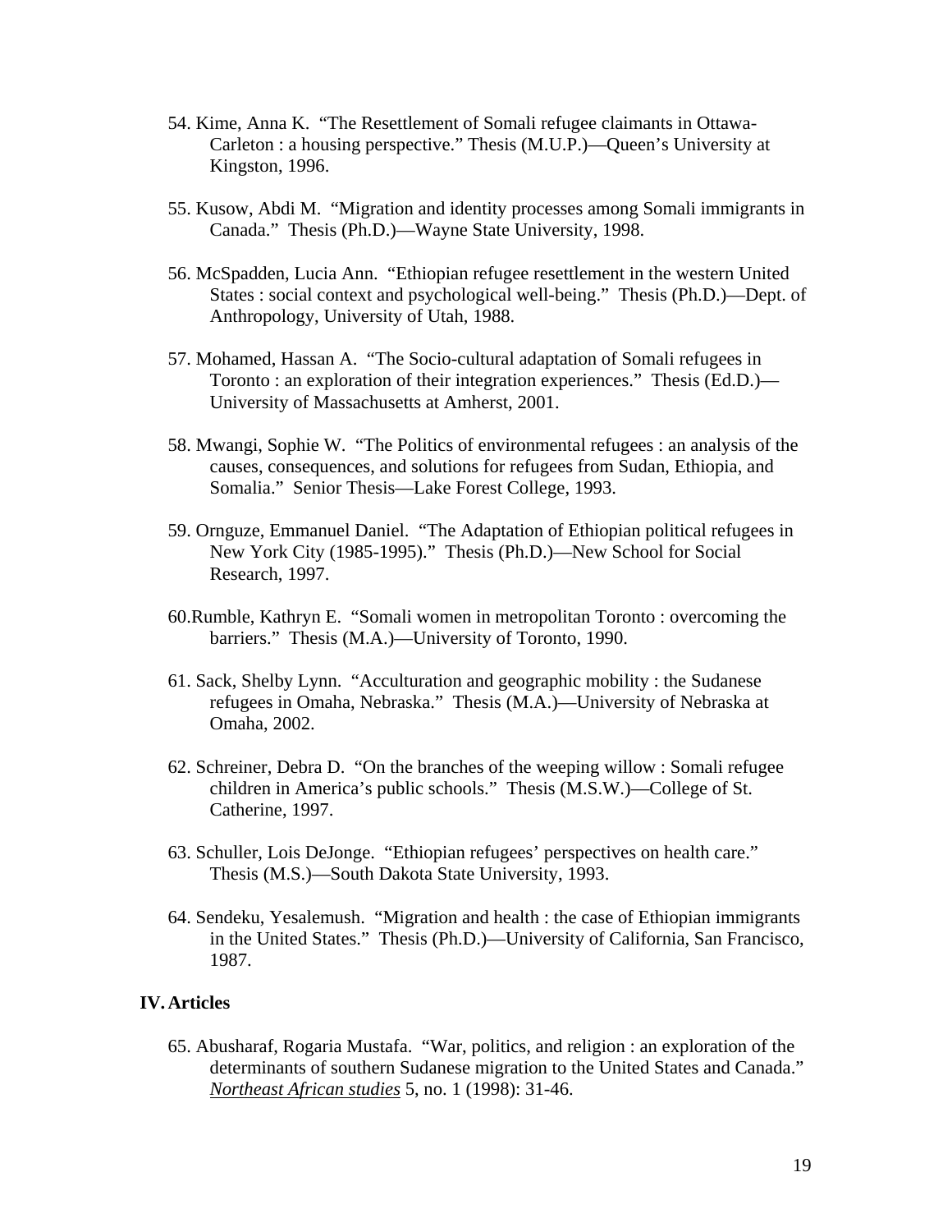54. Kime, Anna K. "The Resettlement of Somali refugee claimants in Ottawa-Carleton : a housing perspective." Thesis (M.U.P.)—Queen's University at Kingston, 1996.

55. Kusow, Abdi M. "Migration and identity processes among Somali immigrants in Canada." Thesis (Ph.D.)—Wayne State University, 1998.

56. McSpadden, Lucia Ann. "Ethiopian refugee resettlement in the western United States : social context and psychological well-being." Thesis (Ph.D.)—Dept. of Anthropology, University of Utah, 1988.

57. Mohamed, Hassan A. "The Socio-cultural adaptation of Somali refugees in Toronto : an exploration of their integration experiences." Thesis (Ed.D.)—University of Massachusetts at Amherst, 2001.

58. Mwangi, Sophie W. "The Politics of environmental refugees : an analysis of the causes, consequences, and solutions for refugees from Sudan, Ethiopia, and Somalia." Senior Thesis—Lake Forest College, 1993.

59. Ornguze, Emmanuel Daniel. "The Adaptation of Ethiopian political refugees in New York City (1985-1995)." Thesis (Ph.D.)—New School for Social Research, 1997.

60.Rumble, Kathryn E. "Somali women in metropolitan Toronto : overcoming the barriers." Thesis (M.A.)—University of Toronto, 1990.

61. Sack, Shelby Lynn. "Acculturation and geographic mobility : the Sudanese refugees in Omaha, Nebraska." Thesis (M.A.)—University of Nebraska at Omaha, 2002.

62. Schreiner, Debra D. "On the branches of the weeping willow : Somali refugee children in America's public schools." Thesis (M.S.W.)—College of St. Catherine, 1997.

63. Schuller, Lois DeJonge. "Ethiopian refugees' perspectives on health care." Thesis (M.S.)—South Dakota State University, 1993.

64. Sendeku, Yesalemush. "Migration and health : the case of Ethiopian immigrants in the United States." Thesis (Ph.D.)—University of California, San Francisco, 1987.

## IV. Articles

65. Abusharaf, Rogaria Mustafa. "War, politics, and religion : an exploration of the determinants of southern Sudanese migration to the United States and Canada." *Northeast African studies* 5, no. 1 (1998): 31-46.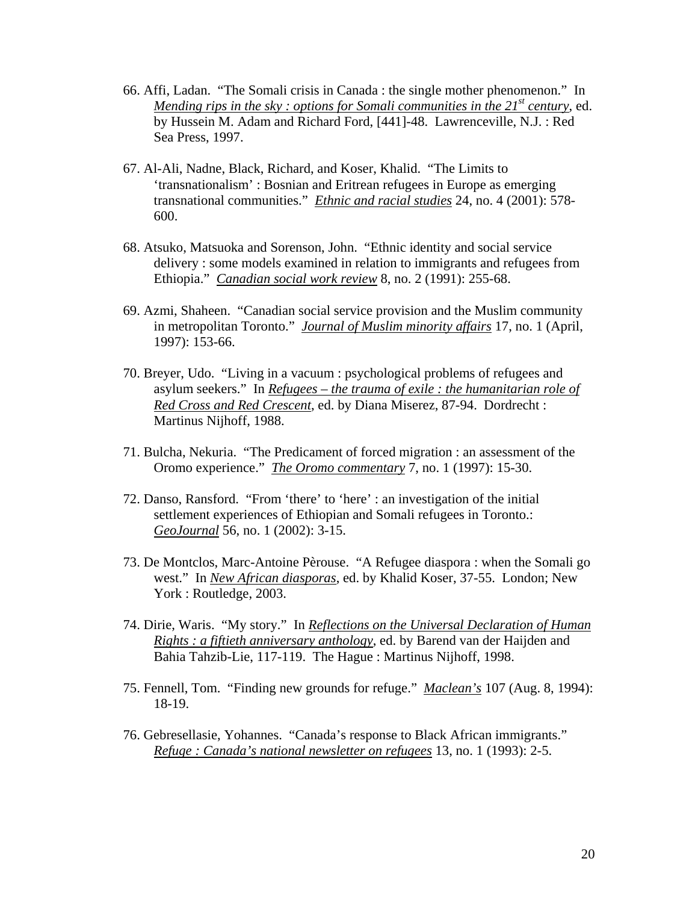66. Affi, Ladan. "The Somali crisis in Canada : the single mother phenomenon." In <u>Mending rips in the sky : options for Somali communities in the 21st century</u>, ed. by Hussein M. Adam and Richard Ford, [441]-48. Lawrenceville, N.J. : Red Sea Press, 1997.

67. Al-Ali, Nadne, Black, Richard, and Koser, Khalid. "The Limits to 'transnationalism' : Bosnian and Eritrean refugees in Europe as emerging transnational communities." <u>Ethnic and racial studies</u> 24, no. 4 (2001): 578-600.

68. Atsuko, Matsuoka and Sorenson, John. "Ethnic identity and social service delivery : some models examined in relation to immigrants and refugees from Ethiopia." <u>Canadian social work review</u> 8, no. 2 (1991): 255-68.

69. Azmi, Shaheen. "Canadian social service provision and the Muslim community in metropolitan Toronto." <u>Journal of Muslim minority affairs</u> 17, no. 1 (April, 1997): 153-66.

70. Breyer, Udo. "Living in a vacuum : psychological problems of refugees and asylum seekers." In <u>Refugees – the trauma of exile : the humanitarian role of Red Cross and Red Crescent</u>, ed. by Diana Miserez, 87-94. Dordrecht : Martinus Nijhoff, 1988.

71. Bulcha, Nekuria. "The Predicament of forced migration : an assessment of the Oromo experience." <u>The Oromo commentary</u> 7, no. 1 (1997): 15-30.

72. Danso, Ransford. "From 'there' to 'here' : an investigation of the initial settlement experiences of Ethiopian and Somali refugees in Toronto.: <u>GeoJournal</u> 56, no. 1 (2002): 3-15.

73. De Montclos, Marc-Antoine Pèrouse. "A Refugee diaspora : when the Somali go west." In <u>New African diasporas</u>, ed. by Khalid Koser, 37-55. London; New York : Routledge, 2003.

74. Dirie, Waris. "My story." In <u>Reflections on the Universal Declaration of Human Rights : a fiftieth anniversary anthology</u>, ed. by Barend van der Haijden and Bahia Tahzib-Lie, 117-119. The Hague : Martinus Nijhoff, 1998.

75. Fennell, Tom. "Finding new grounds for refuge." <u>Maclean's</u> 107 (Aug. 8, 1994): 18-19.

76. Gebresellasie, Yohannes. "Canada's response to Black African immigrants." <u>Refuge : Canada's national newsletter on refugees</u> 13, no. 1 (1993): 2-5.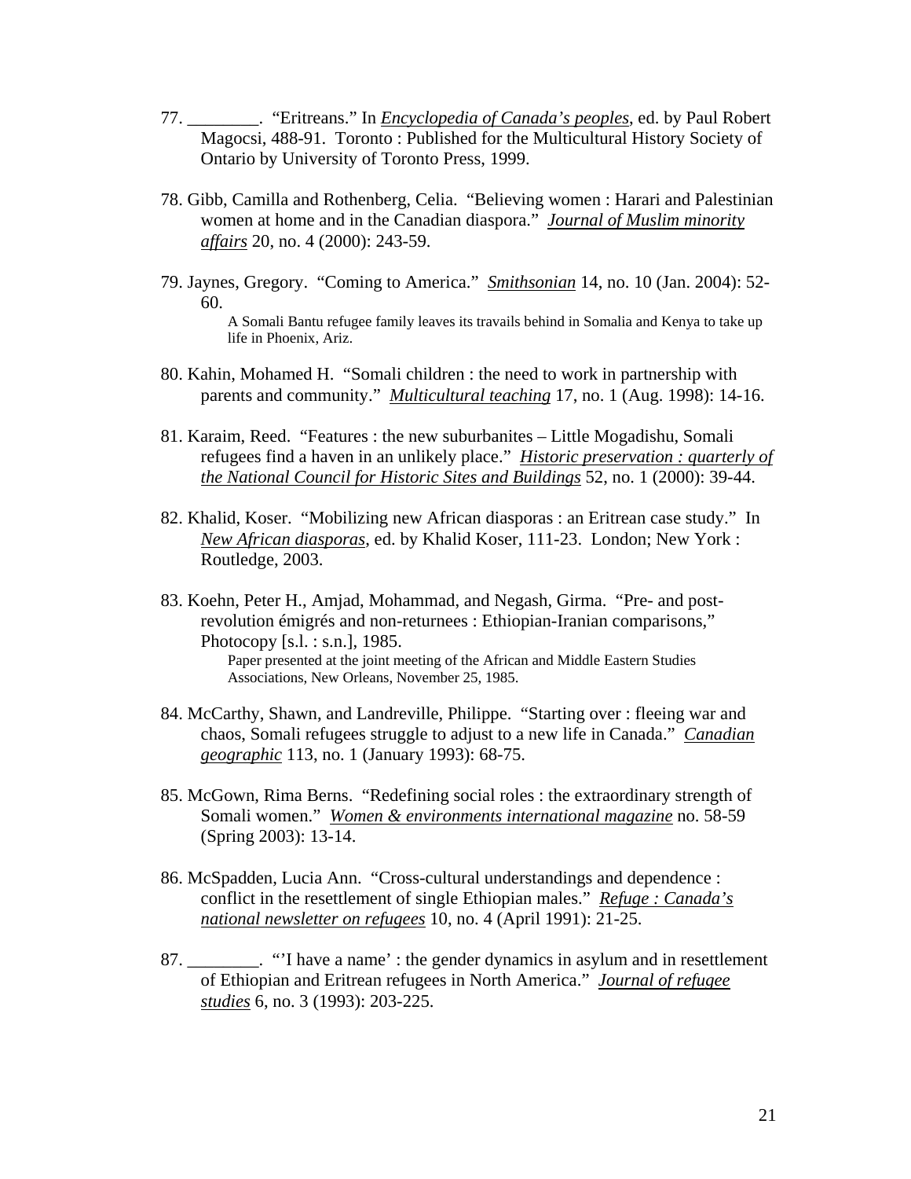77. ________. "Eritreans." In *Encyclopedia of Canada's peoples*, ed. by Paul Robert Magocsi, 488-91. Toronto : Published for the Multicultural History Society of Ontario by University of Toronto Press, 1999.

78. Gibb, Camilla and Rothenberg, Celia. "Believing women : Harari and Palestinian women at home and in the Canadian diaspora." *Journal of Muslim minority affairs* 20, no. 4 (2000): 243-59.

79. Jaynes, Gregory. "Coming to America." *Smithsonian* 14, no. 10 (Jan. 2004): 52-60.
    A Somali Bantu refugee family leaves its travails behind in Somalia and Kenya to take up life in Phoenix, Ariz.

80. Kahin, Mohamed H. "Somali children : the need to work in partnership with parents and community." *Multicultural teaching* 17, no. 1 (Aug. 1998): 14-16.

81. Karaim, Reed. "Features : the new suburbanites – Little Mogadishu, Somali refugees find a haven in an unlikely place." *Historic preservation : quarterly of the National Council for Historic Sites and Buildings* 52, no. 1 (2000): 39-44.

82. Khalid, Koser. "Mobilizing new African diasporas : an Eritrean case study." In *New African diasporas*, ed. by Khalid Koser, 111-23. London; New York : Routledge, 2003.

83. Koehn, Peter H., Amjad, Mohammad, and Negash, Girma. "Pre- and post-revolution émigrés and non-returnees : Ethiopian-Iranian comparisons," Photocopy [s.l. : s.n.], 1985.
    Paper presented at the joint meeting of the African and Middle Eastern Studies Associations, New Orleans, November 25, 1985.

84. McCarthy, Shawn, and Landreville, Philippe. "Starting over : fleeing war and chaos, Somali refugees struggle to adjust to a new life in Canada." *Canadian geographic* 113, no. 1 (January 1993): 68-75.

85. McGown, Rima Berns. "Redefining social roles : the extraordinary strength of Somali women." *Women & environments international magazine* no. 58-59 (Spring 2003): 13-14.

86. McSpadden, Lucia Ann. "Cross-cultural understandings and dependence : conflict in the resettlement of single Ethiopian males." *Refuge : Canada's national newsletter on refugees* 10, no. 4 (April 1991): 21-25.

87. ________. "'I have a name' : the gender dynamics in asylum and in resettlement of Ethiopian and Eritrean refugees in North America." *Journal of refugee studies* 6, no. 3 (1993): 203-225.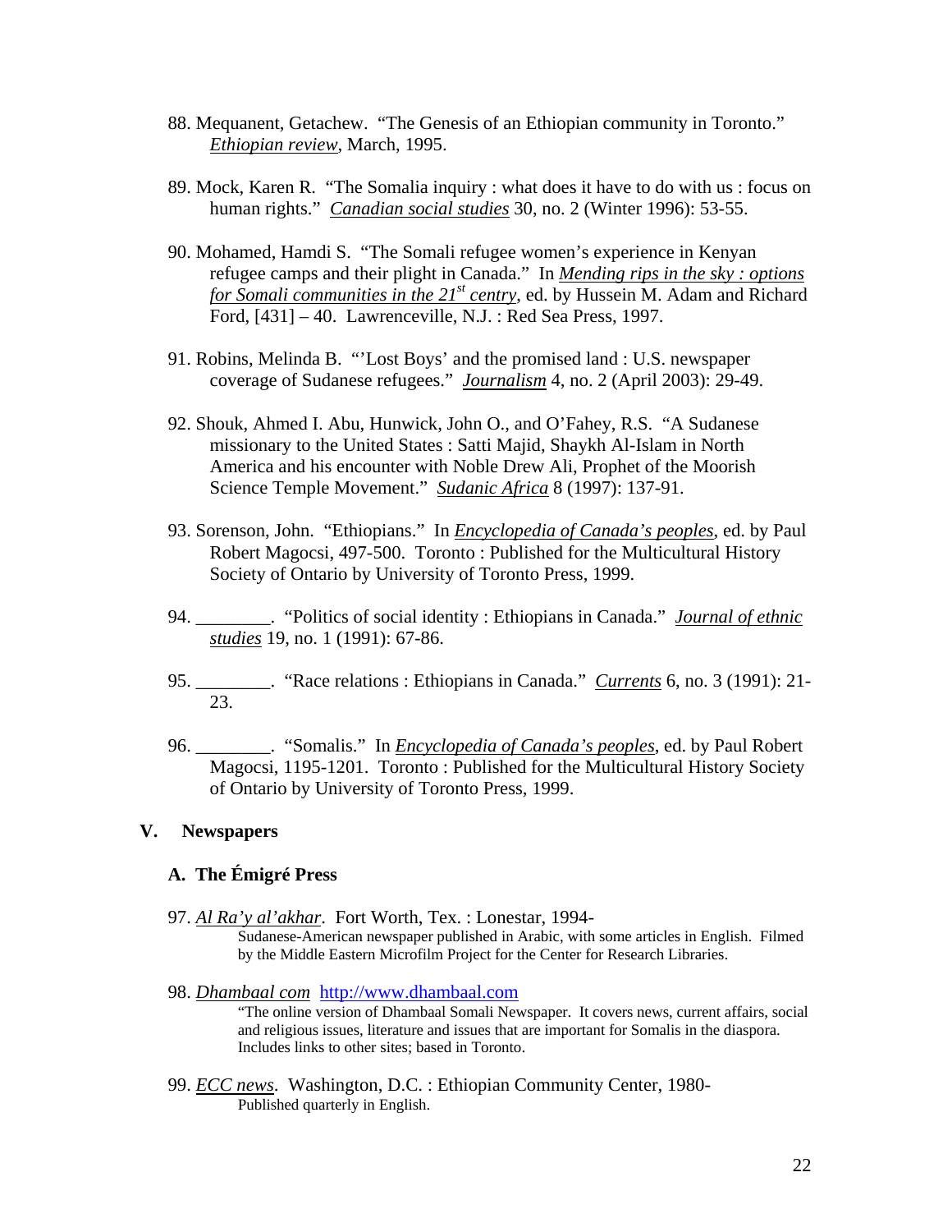88. Mequanent, Getachew. "The Genesis of an Ethiopian community in Toronto." *Ethiopian review*, March, 1995.

89. Mock, Karen R. "The Somalia inquiry : what does it have to do with us : focus on human rights." *Canadian social studies* 30, no. 2 (Winter 1996): 53-55.

90. Mohamed, Hamdi S. "The Somali refugee women's experience in Kenyan refugee camps and their plight in Canada." In *Mending rips in the sky : options for Somali communities in the 21st centry*, ed. by Hussein M. Adam and Richard Ford, [431] – 40. Lawrenceville, N.J. : Red Sea Press, 1997.

91. Robins, Melinda B. "'Lost Boys' and the promised land : U.S. newspaper coverage of Sudanese refugees." *Journalism* 4, no. 2 (April 2003): 29-49.

92. Shouk, Ahmed I. Abu, Hunwick, John O., and O'Fahey, R.S. "A Sudanese missionary to the United States : Satti Majid, Shaykh Al-Islam in North America and his encounter with Noble Drew Ali, Prophet of the Moorish Science Temple Movement." *Sudanic Africa* 8 (1997): 137-91.

93. Sorenson, John. "Ethiopians." In *Encyclopedia of Canada's peoples*, ed. by Paul Robert Magocsi, 497-500. Toronto : Published for the Multicultural History Society of Ontario by University of Toronto Press, 1999.

94. ________. "Politics of social identity : Ethiopians in Canada." *Journal of ethnic studies* 19, no. 1 (1991): 67-86.

95. ________. "Race relations : Ethiopians in Canada." *Currents* 6, no. 3 (1991): 21-23.

96. ________. "Somalis." In *Encyclopedia of Canada's peoples*, ed. by Paul Robert Magocsi, 1195-1201. Toronto : Published for the Multicultural History Society of Ontario by University of Toronto Press, 1999.

## V. Newspapers

### A. The Émigré Press

97. *Al Ra'y al'akhar*. Fort Worth, Tex. : Lonestar, 1994-
    Sudanese-American newspaper published in Arabic, with some articles in English. Filmed by the Middle Eastern Microfilm Project for the Center for Research Libraries.

98. *Dhambaal com* http://www.dhambaal.com
    "The online version of Dhambaal Somali Newspaper. It covers news, current affairs, social and religious issues, literature and issues that are important for Somalis in the diaspora. Includes links to other sites; based in Toronto.

99. *ECC news*. Washington, D.C. : Ethiopian Community Center, 1980-
    Published quarterly in English.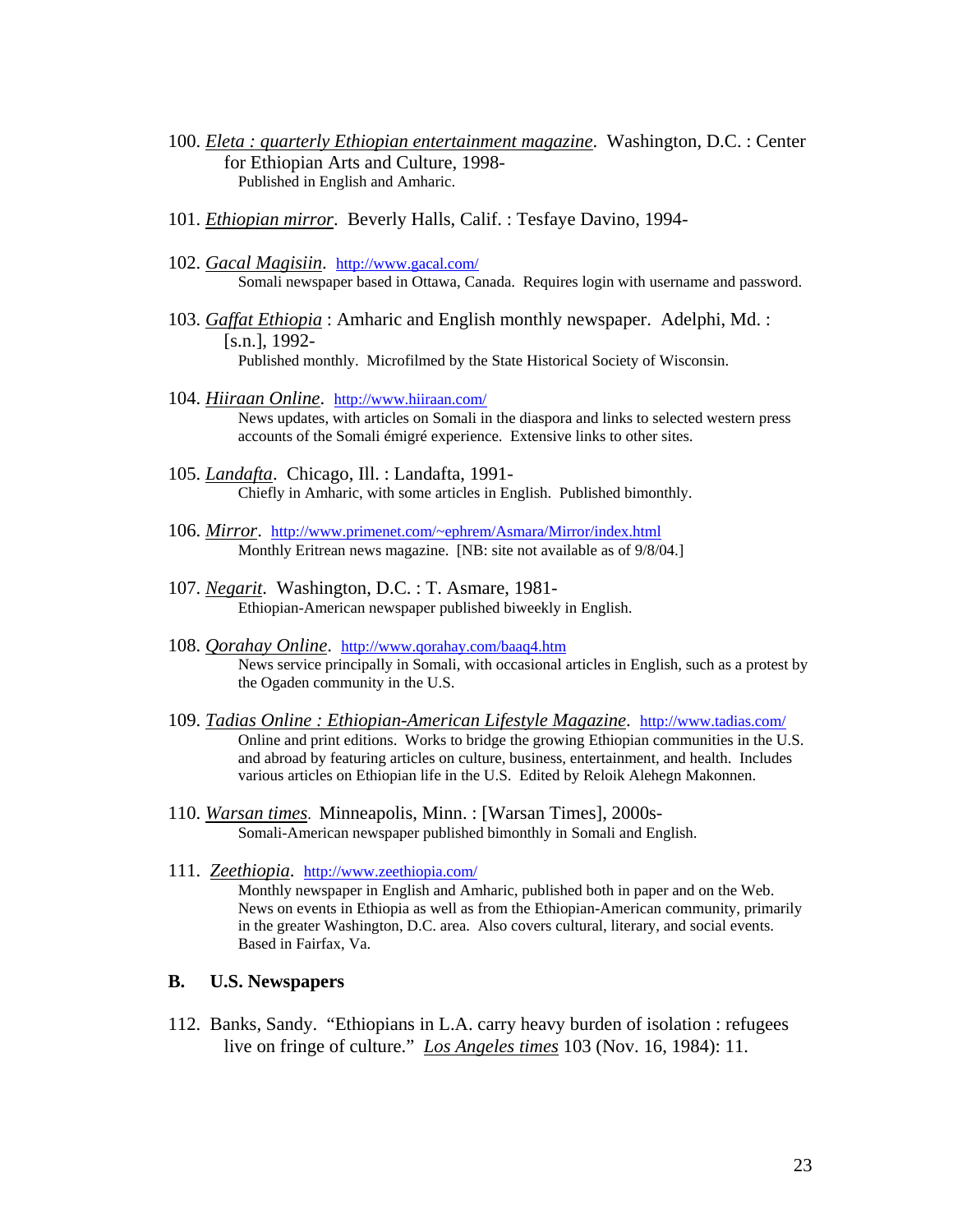100. *Eleta : quarterly Ethiopian entertainment magazine*. Washington, D.C. : Center for Ethiopian Arts and Culture, 1998-
    Published in English and Amharic.

101. *Ethiopian mirror*. Beverly Halls, Calif. : Tesfaye Davino, 1994-

102. *Gacal Magisiin*. http://www.gacal.com/
    Somali newspaper based in Ottawa, Canada. Requires login with username and password.

103. *Gaffat Ethiopia* : Amharic and English monthly newspaper. Adelphi, Md. : [s.n.], 1992-
    Published monthly. Microfilmed by the State Historical Society of Wisconsin.

104. *Hiiraan Online*. http://www.hiiraan.com/
    News updates, with articles on Somali in the diaspora and links to selected western press accounts of the Somali émigré experience. Extensive links to other sites.

105. *Landafta*. Chicago, Ill. : Landafta, 1991-
    Chiefly in Amharic, with some articles in English. Published bimonthly.

106. *Mirror*. http://www.primenet.com/~ephrem/Asmara/Mirror/index.html
    Monthly Eritrean news magazine. [NB: site not available as of 9/8/04.]

107. *Negarit*. Washington, D.C. : T. Asmare, 1981-
    Ethiopian-American newspaper published biweekly in English.

108. *Qorahay Online*. http://www.qorahay.com/baaq4.htm
    News service principally in Somali, with occasional articles in English, such as a protest by the Ogaden community in the U.S.

109. *Tadias Online : Ethiopian-American Lifestyle Magazine*. http://www.tadias.com/
    Online and print editions. Works to bridge the growing Ethiopian communities in the U.S. and abroad by featuring articles on culture, business, entertainment, and health. Includes various articles on Ethiopian life in the U.S. Edited by Reloik Alehegn Makonnen.

110. *Warsan times*. Minneapolis, Minn. : [Warsan Times], 2000s-
    Somali-American newspaper published bimonthly in Somali and English.

111. *Zeethiopia*. http://www.zeethiopia.com/
    Monthly newspaper in English and Amharic, published both in paper and on the Web. News on events in Ethiopia as well as from the Ethiopian-American community, primarily in the greater Washington, D.C. area. Also covers cultural, literary, and social events. Based in Fairfax, Va.

## B. U.S. Newspapers

112. Banks, Sandy. "Ethiopians in L.A. carry heavy burden of isolation : refugees live on fringe of culture." *Los Angeles times* 103 (Nov. 16, 1984): 11.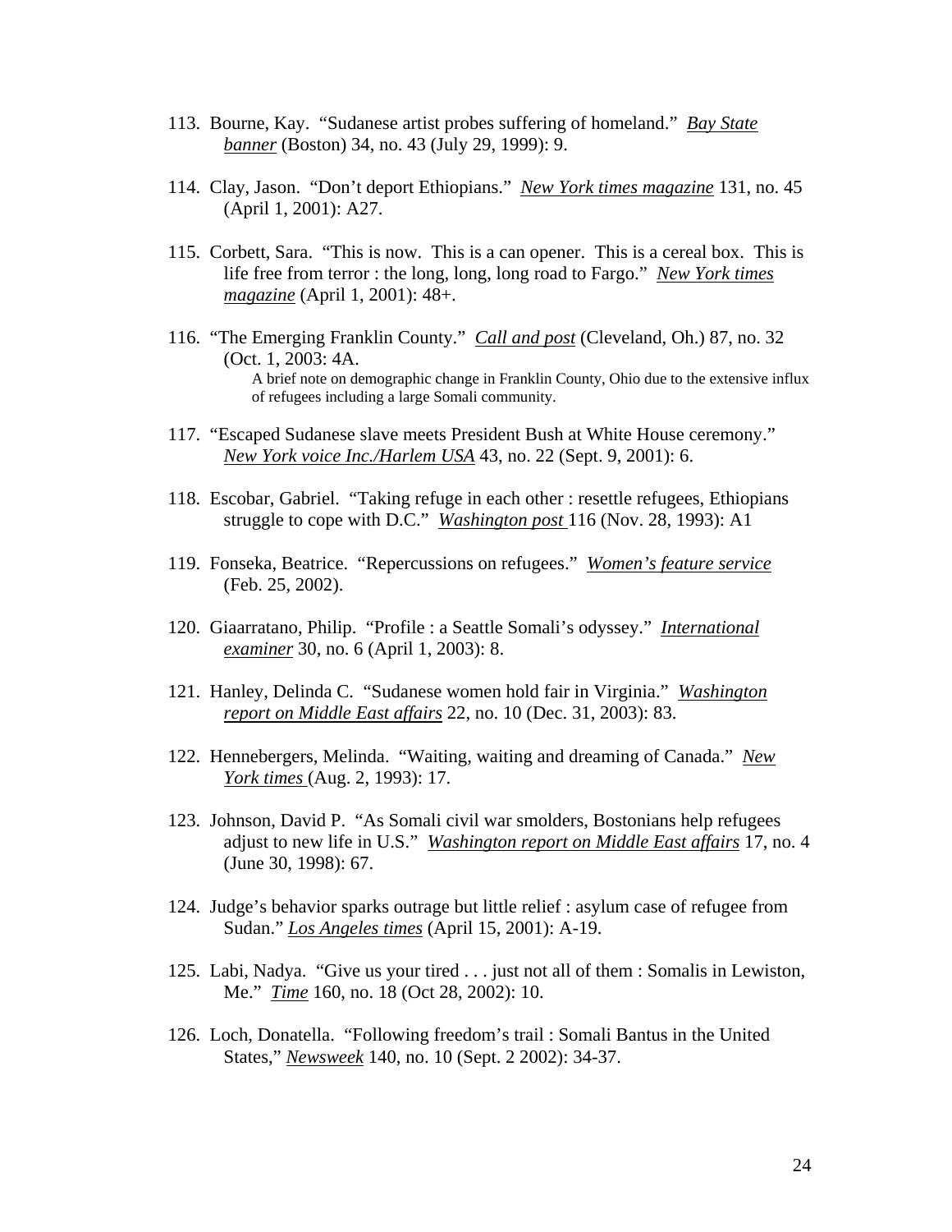113. Bourne, Kay. "Sudanese artist probes suffering of homeland." *Bay State banner* (Boston) 34, no. 43 (July 29, 1999): 9.

114. Clay, Jason. "Don't deport Ethiopians." *New York times magazine* 131, no. 45 (April 1, 2001): A27.

115. Corbett, Sara. "This is now. This is a can opener. This is a cereal box. This is life free from terror : the long, long, long road to Fargo." *New York times magazine* (April 1, 2001): 48+.

116. "The Emerging Franklin County." *Call and post* (Cleveland, Oh.) 87, no. 32 (Oct. 1, 2003: 4A.
   A brief note on demographic change in Franklin County, Ohio due to the extensive influx of refugees including a large Somali community.

117. "Escaped Sudanese slave meets President Bush at White House ceremony." *New York voice Inc./Harlem USA* 43, no. 22 (Sept. 9, 2001): 6.

118. Escobar, Gabriel. "Taking refuge in each other : resettle refugees, Ethiopians struggle to cope with D.C." *Washington post* 116 (Nov. 28, 1993): A1

119. Fonseka, Beatrice. "Repercussions on refugees." *Women's feature service* (Feb. 25, 2002).

120. Giaarratano, Philip. "Profile : a Seattle Somali's odyssey." *International examiner* 30, no. 6 (April 1, 2003): 8.

121. Hanley, Delinda C. "Sudanese women hold fair in Virginia." *Washington report on Middle East affairs* 22, no. 10 (Dec. 31, 2003): 83.

122. Hennebergers, Melinda. "Waiting, waiting and dreaming of Canada." *New York times* (Aug. 2, 1993): 17.

123. Johnson, David P. "As Somali civil war smolders, Bostonians help refugees adjust to new life in U.S." *Washington report on Middle East affairs* 17, no. 4 (June 30, 1998): 67.

124. Judge's behavior sparks outrage but little relief : asylum case of refugee from Sudan." *Los Angeles times* (April 15, 2001): A-19.

125. Labi, Nadya. "Give us your tired . . . just not all of them : Somalis in Lewiston, Me." *Time* 160, no. 18 (Oct 28, 2002): 10.

126. Loch, Donatella. "Following freedom's trail : Somali Bantus in the United States," *Newsweek* 140, no. 10 (Sept. 2 2002): 34-37.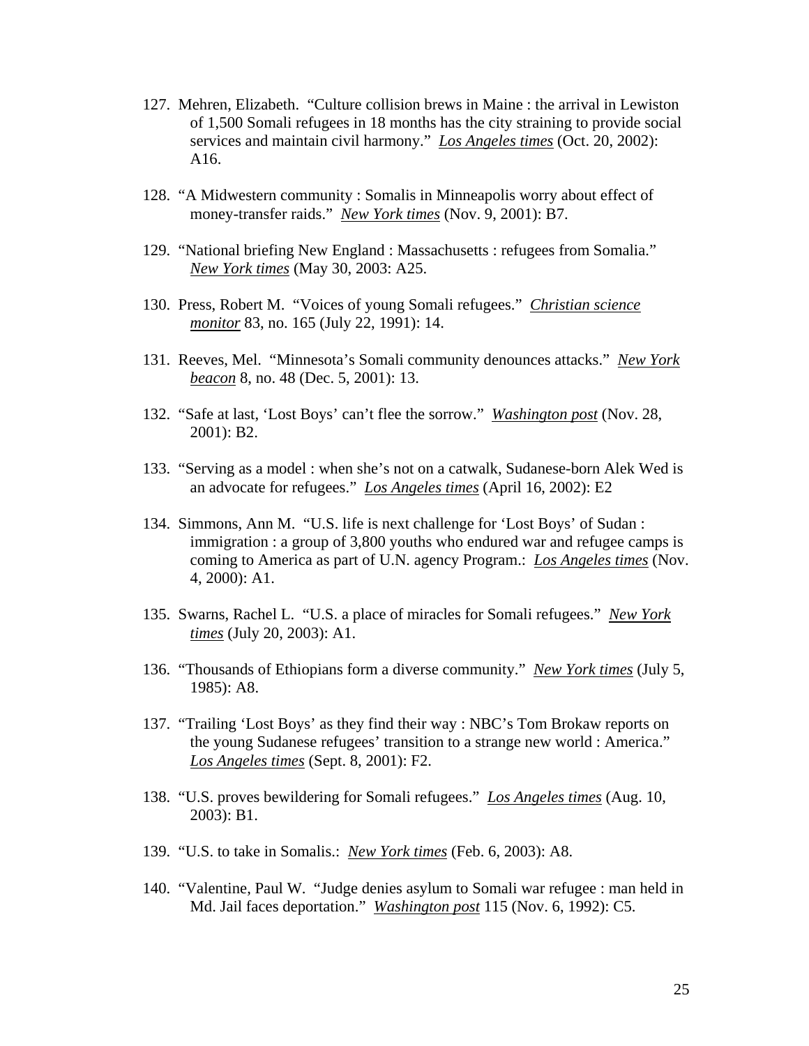127. Mehren, Elizabeth. "Culture collision brews in Maine : the arrival in Lewiston of 1,500 Somali refugees in 18 months has the city straining to provide social services and maintain civil harmony." *Los Angeles times* (Oct. 20, 2002): A16.

128. "A Midwestern community : Somalis in Minneapolis worry about effect of money-transfer raids." *New York times* (Nov. 9, 2001): B7.

129. "National briefing New England : Massachusetts : refugees from Somalia." *New York times* (May 30, 2003: A25.

130. Press, Robert M. "Voices of young Somali refugees." *Christian science monitor* 83, no. 165 (July 22, 1991): 14.

131. Reeves, Mel. "Minnesota's Somali community denounces attacks." *New York beacon* 8, no. 48 (Dec. 5, 2001): 13.

132. "Safe at last, 'Lost Boys' can't flee the sorrow." *Washington post* (Nov. 28, 2001): B2.

133. "Serving as a model : when she's not on a catwalk, Sudanese-born Alek Wed is an advocate for refugees." *Los Angeles times* (April 16, 2002): E2

134. Simmons, Ann M. "U.S. life is next challenge for 'Lost Boys' of Sudan : immigration : a group of 3,800 youths who endured war and refugee camps is coming to America as part of U.N. agency Program.: *Los Angeles times* (Nov. 4, 2000): A1.

135. Swarns, Rachel L. "U.S. a place of miracles for Somali refugees." *New York times* (July 20, 2003): A1.

136. "Thousands of Ethiopians form a diverse community." *New York times* (July 5, 1985): A8.

137. "Trailing 'Lost Boys' as they find their way : NBC's Tom Brokaw reports on the young Sudanese refugees' transition to a strange new world : America." *Los Angeles times* (Sept. 8, 2001): F2.

138. "U.S. proves bewildering for Somali refugees." *Los Angeles times* (Aug. 10, 2003): B1.

139. "U.S. to take in Somalis.: *New York times* (Feb. 6, 2003): A8.

140. "Valentine, Paul W. "Judge denies asylum to Somali war refugee : man held in Md. Jail faces deportation." *Washington post* 115 (Nov. 6, 1992): C5.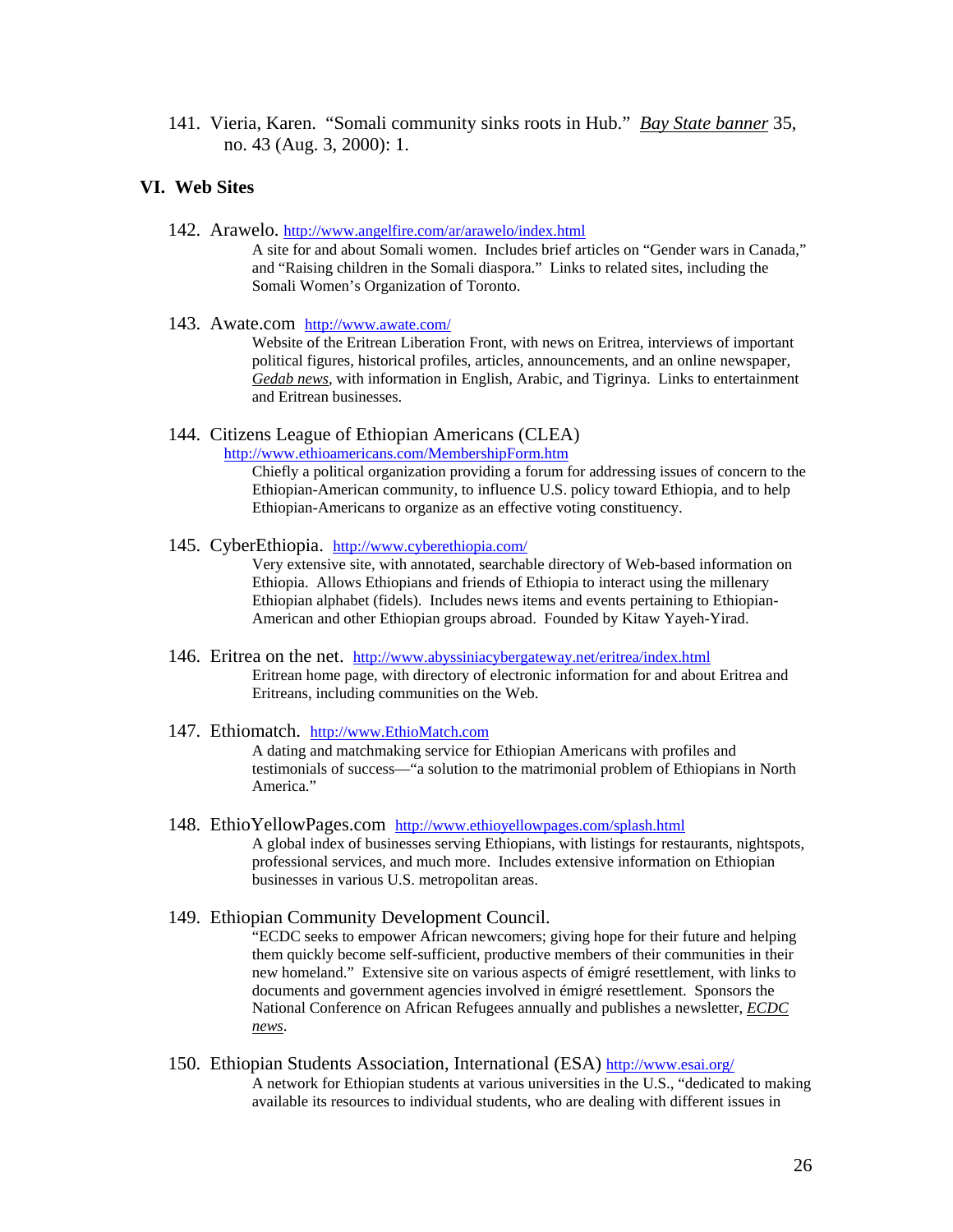141. Vieria, Karen. "Somali community sinks roots in Hub." *Bay State banner* 35, no. 43 (Aug. 3, 2000): 1.

## VI. Web Sites

142. Arawelo. http://www.angelfire.com/ar/arawelo/index.html

    A site for and about Somali women. Includes brief articles on "Gender wars in Canada," and "Raising children in the Somali diaspora." Links to related sites, including the Somali Women's Organization of Toronto.

143. Awate.com http://www.awate.com/

    Website of the Eritrean Liberation Front, with news on Eritrea, interviews of important political figures, historical profiles, articles, announcements, and an online newspaper, *Gedab news*, with information in English, Arabic, and Tigrinya. Links to entertainment and Eritrean businesses.

144. Citizens League of Ethiopian Americans (CLEA) http://www.ethioamericans.com/MembershipForm.htm

    Chiefly a political organization providing a forum for addressing issues of concern to the Ethiopian-American community, to influence U.S. policy toward Ethiopia, and to help Ethiopian-Americans to organize as an effective voting constituency.

145. CyberEthiopia. http://www.cyberethiopia.com/

    Very extensive site, with annotated, searchable directory of Web-based information on Ethiopia. Allows Ethiopians and friends of Ethiopia to interact using the millenary Ethiopian alphabet (fidels). Includes news items and events pertaining to Ethiopian-American and other Ethiopian groups abroad. Founded by Kitaw Yayeh-Yirad.

146. Eritrea on the net. http://www.abyssiniacybergateway.net/eritrea/index.html

    Eritrean home page, with directory of electronic information for and about Eritrea and Eritreans, including communities on the Web.

147. Ethiomatch. http://www.EthioMatch.com

    A dating and matchmaking service for Ethiopian Americans with profiles and testimonials of success—"a solution to the matrimonial problem of Ethiopians in North America."

148. EthioYellowPages.com http://www.ethioyellowpages.com/splash.html

    A global index of businesses serving Ethiopians, with listings for restaurants, nightspots, professional services, and much more. Includes extensive information on Ethiopian businesses in various U.S. metropolitan areas.

149. Ethiopian Community Development Council.

    "ECDC seeks to empower African newcomers; giving hope for their future and helping them quickly become self-sufficient, productive members of their communities in their new homeland." Extensive site on various aspects of émigré resettlement, with links to documents and government agencies involved in émigré resettlement. Sponsors the National Conference on African Refugees annually and publishes a newsletter, *ECDC news*.

150. Ethiopian Students Association, International (ESA) http://www.esai.org/

    A network for Ethiopian students at various universities in the U.S., "dedicated to making available its resources to individual students, who are dealing with different issues in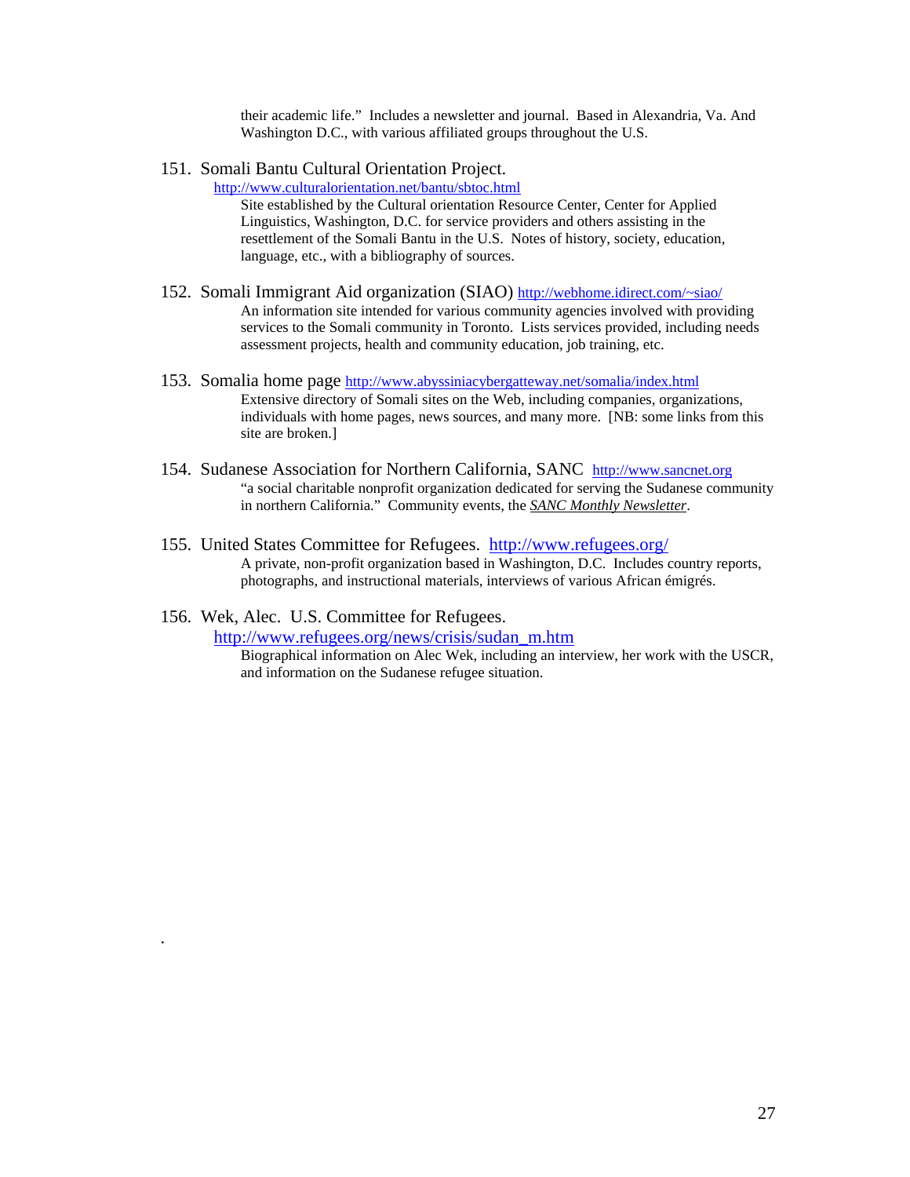their academic life." Includes a newsletter and journal. Based in Alexandria, Va. And Washington D.C., with various affiliated groups throughout the U.S.

151. Somali Bantu Cultural Orientation Project.
   http://www.culturalorientation.net/bantu/sbtoc.html
   Site established by the Cultural orientation Resource Center, Center for Applied Linguistics, Washington, D.C. for service providers and others assisting in the resettlement of the Somali Bantu in the U.S. Notes of history, society, education, language, etc., with a bibliography of sources.

152. Somali Immigrant Aid organization (SIAO) http://webhome.idirect.com/~siao/
   An information site intended for various community agencies involved with providing services to the Somali community in Toronto. Lists services provided, including needs assessment projects, health and community education, job training, etc.

153. Somalia home page http://www.abyssiniacybergatteway.net/somalia/index.html
   Extensive directory of Somali sites on the Web, including companies, organizations, individuals with home pages, news sources, and many more. [NB: some links from this site are broken.]

154. Sudanese Association for Northern California, SANC http://www.sancnet.org
   "a social charitable nonprofit organization dedicated for serving the Sudanese community in northern California." Community events, the *SANC Monthly Newsletter*.

155. United States Committee for Refugees. http://www.refugees.org/
   A private, non-profit organization based in Washington, D.C. Includes country reports, photographs, and instructional materials, interviews of various African émigrés.

156. Wek, Alec. U.S. Committee for Refugees.
   http://www.refugees.org/news/crisis/sudan_m.htm
   Biographical information on Alec Wek, including an interview, her work with the USCR, and information on the Sudanese refugee situation.